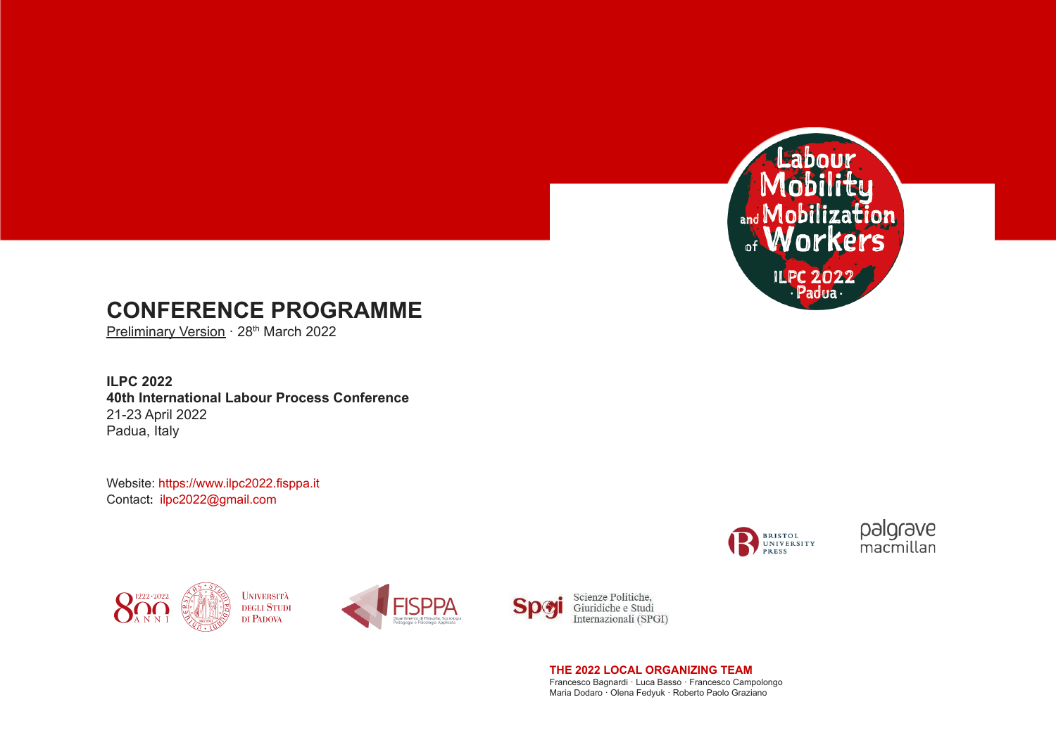# CONFERENCE PROGRAMME

Preliminary Version · 28th March 2022

**ILPC 2022**
**40th International Labour Process Conference**
21-23 April 2022
Padua, Italy

Website: https://www.ilpc2022.fisppa.it
Contact: ilpc2022@gmail.com

**THE 2022 LOCAL ORGANIZING TEAM**

Francesco Bagnardi · Luca Basso · Francesco Campolongo
Maria Dodaro · Olena Fedyuk · Roberto Paolo Graziano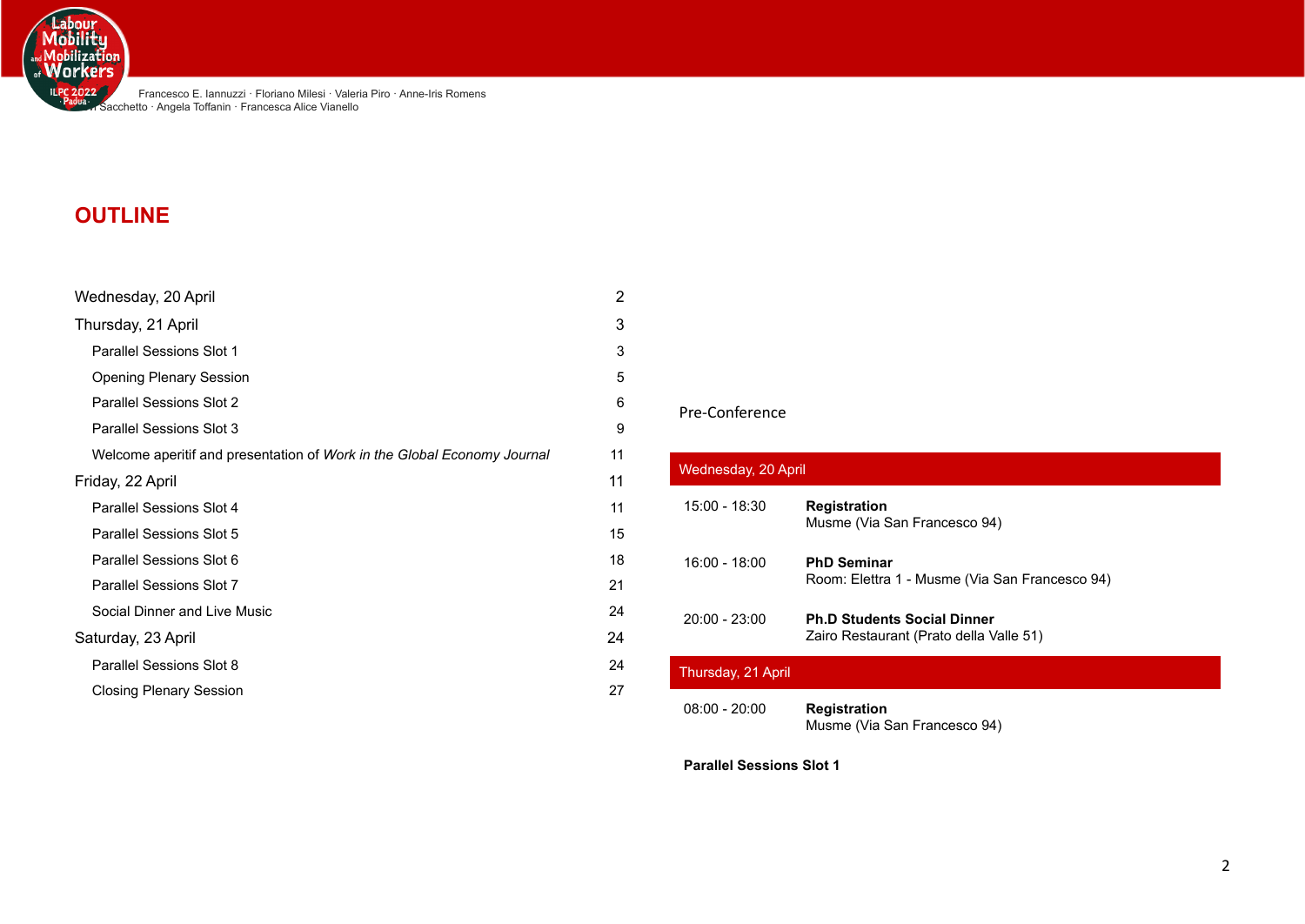## OUTLINE

| | |
|---|---|
| Wednesday, 20 April | 2 |
| Thursday, 21 April | 3 |
| Parallel Sessions Slot 1 | 3 |
| Opening Plenary Session | 5 |
| Parallel Sessions Slot 2 | 6 |
| Parallel Sessions Slot 3 | 9 |
| Welcome aperitif and presentation of *Work in the Global Economy Journal* | 11 |
| Friday, 22 April | 11 |
| Parallel Sessions Slot 4 | 11 |
| Parallel Sessions Slot 5 | 15 |
| Parallel Sessions Slot 6 | 18 |
| Parallel Sessions Slot 7 | 21 |
| Social Dinner and Live Music | 24 |
| Saturday, 23 April | 24 |
| Parallel Sessions Slot 8 | 24 |
| Closing Plenary Session | 27 |

Pre-Conference

### Wednesday, 20 April

| | |
|---|---|
| 15:00 - 18:30 | **Registration**<br>Musme (Via San Francesco 94) |
| 16:00 - 18:00 | **PhD Seminar**<br>Room: Elettra 1 - Musme (Via San Francesco 94) |
| 20:00 - 23:00 | **Ph.D Students Social Dinner**<br>Zairo Restaurant (Prato della Valle 51) |

### Thursday, 21 April

| | |
|---|---|
| 08:00 - 20:00 | **Registration**<br>Musme (Via San Francesco 94) |

**Parallel Sessions Slot 1**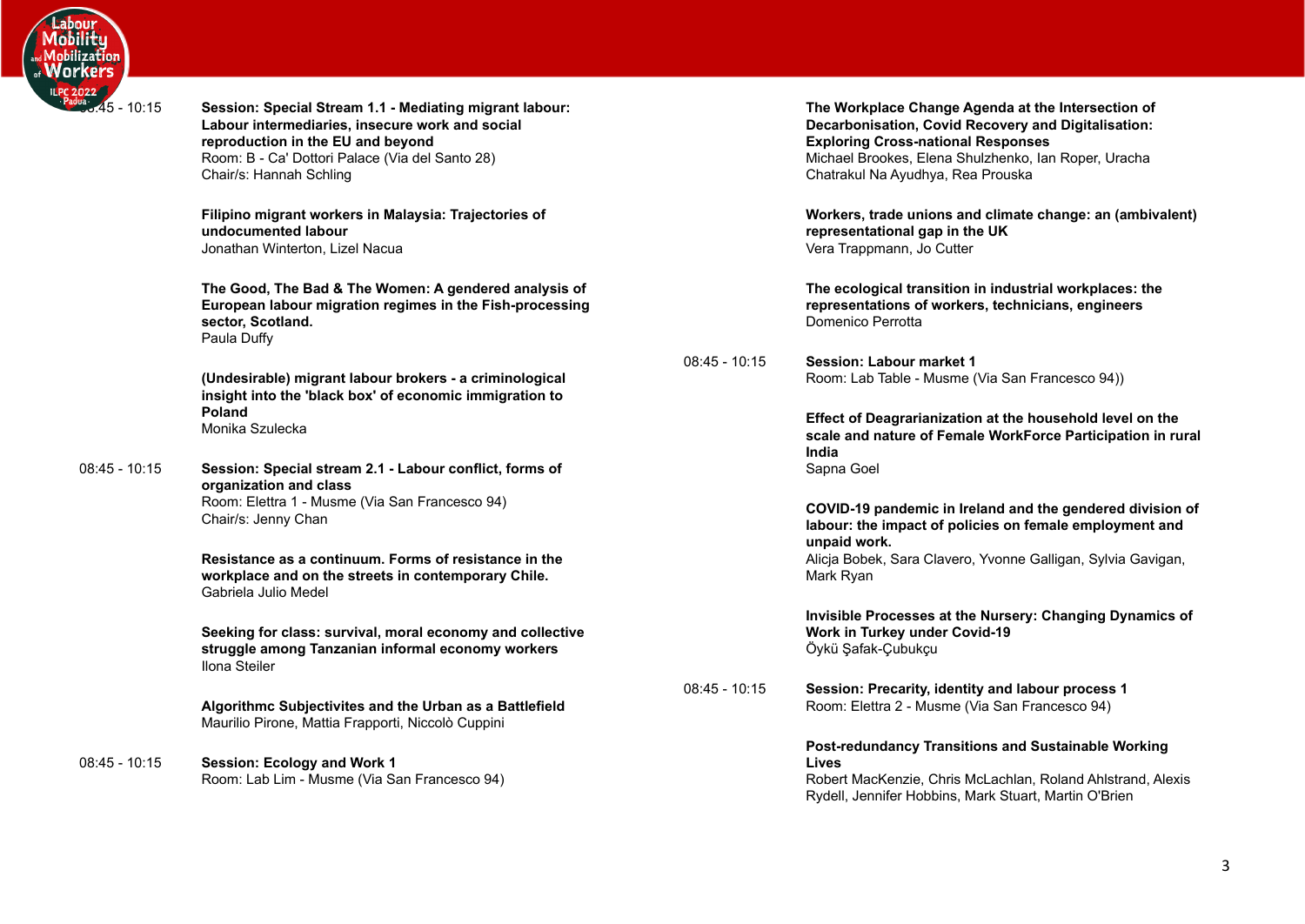08:45 - 10:15 **Session: Special Stream 1.1 - Mediating migrant labour: Labour intermediaries, insecure work and social reproduction in the EU and beyond**
Room: B - Ca' Dottori Palace (Via del Santo 28)
Chair/s: Hannah Schling

**Filipino migrant workers in Malaysia: Trajectories of undocumented labour**
Jonathan Winterton, Lizel Nacua

**The Good, The Bad & The Women: A gendered analysis of European labour migration regimes in the Fish-processing sector, Scotland.**
Paula Duffy

**(Undesirable) migrant labour brokers - a criminological insight into the 'black box' of economic immigration to Poland**
Monika Szulecka

08:45 - 10:15 **Session: Special stream 2.1 - Labour conflict, forms of organization and class**
Room: Elettra 1 - Musme (Via San Francesco 94)
Chair/s: Jenny Chan

**Resistance as a continuum. Forms of resistance in the workplace and on the streets in contemporary Chile.**
Gabriela Julio Medel

**Seeking for class: survival, moral economy and collective struggle among Tanzanian informal economy workers**
Ilona Steiler

**Algorithmc Subjectivites and the Urban as a Battlefield**
Maurilio Pirone, Mattia Frapporti, Niccolò Cuppini

08:45 - 10:15 **Session: Ecology and Work 1**
Room: Lab Lim - Musme (Via San Francesco 94)

**The Workplace Change Agenda at the Intersection of Decarbonisation, Covid Recovery and Digitalisation: Exploring Cross-national Responses**
Michael Brookes, Elena Shulzhenko, Ian Roper, Uracha Chatrakul Na Ayudhya, Rea Prouska

**Workers, trade unions and climate change: an (ambivalent) representational gap in the UK**
Vera Trappmann, Jo Cutter

**The ecological transition in industrial workplaces: the representations of workers, technicians, engineers**
Domenico Perrotta

08:45 - 10:15 **Session: Labour market 1**
Room: Lab Table - Musme (Via San Francesco 94))

**Effect of Deagrarianization at the household level on the scale and nature of Female WorkForce Participation in rural India**
Sapna Goel

**COVID-19 pandemic in Ireland and the gendered division of labour: the impact of policies on female employment and unpaid work.**
Alicja Bobek, Sara Clavero, Yvonne Galligan, Sylvia Gavigan, Mark Ryan

**Invisible Processes at the Nursery: Changing Dynamics of Work in Turkey under Covid-19**
Öykü Şafak-Çubukçu

08:45 - 10:15 **Session: Precarity, identity and labour process 1**
Room: Elettra 2 - Musme (Via San Francesco 94)

**Post-redundancy Transitions and Sustainable Working Lives**
Robert MacKenzie, Chris McLachlan, Roland Ahlstrand, Alexis Rydell, Jennifer Hobbins, Mark Stuart, Martin O'Brien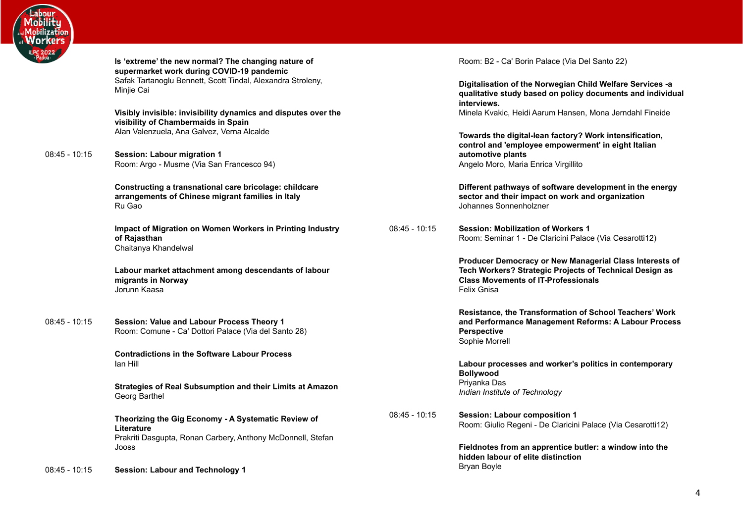**Is 'extreme' the new normal? The changing nature of supermarket work during COVID-19 pandemic**
Safak Tartanoglu Bennett, Scott Tindal, Alexandra Stroleny, Minjie Cai

**Visibly invisible: invisibility dynamics and disputes over the visibility of Chambermaids in Spain**
Alan Valenzuela, Ana Galvez, Verna Alcalde

08:45 - 10:15 **Session: Labour migration 1**
Room: Argo - Musme (Via San Francesco 94)

**Constructing a transnational care bricolage: childcare arrangements of Chinese migrant families in Italy**
Ru Gao

**Impact of Migration on Women Workers in Printing Industry of Rajasthan**
Chaitanya Khandelwal

**Labour market attachment among descendants of labour migrants in Norway**
Jorunn Kaasa

08:45 - 10:15 **Session: Value and Labour Process Theory 1**
Room: Comune - Ca' Dottori Palace (Via del Santo 28)

**Contradictions in the Software Labour Process**
Ian Hill

**Strategies of Real Subsumption and their Limits at Amazon**
Georg Barthel

**Theorizing the Gig Economy - A Systematic Review of Literature**
Prakriti Dasgupta, Ronan Carbery, Anthony McDonnell, Stefan Jooss

08:45 - 10:15 **Session: Labour and Technology 1**
Room: B2 - Ca' Borin Palace (Via Del Santo 22)

**Digitalisation of the Norwegian Child Welfare Services -a qualitative study based on policy documents and individual interviews.**
Minela Kvakic, Heidi Aarum Hansen, Mona Jerndahl Fineide

**Towards the digital-lean factory? Work intensification, control and 'employee empowerment' in eight Italian automotive plants**
Angelo Moro, Maria Enrica Virgillito

**Different pathways of software development in the energy sector and their impact on work and organization**
Johannes Sonnenholzner

08:45 - 10:15 **Session: Mobilization of Workers 1**
Room: Seminar 1 - De Claricini Palace (Via Cesarotti12)

**Producer Democracy or New Managerial Class Interests of Tech Workers? Strategic Projects of Technical Design as Class Movements of IT-Professionals**
Felix Gnisa

**Resistance, the Transformation of School Teachers' Work and Performance Management Reforms: A Labour Process Perspective**
Sophie Morrell

**Labour processes and worker's politics in contemporary Bollywood**
Priyanka Das
*Indian Institute of Technology*

08:45 - 10:15 **Session: Labour composition 1**
Room: Giulio Regeni - De Claricini Palace (Via Cesarotti12)

**Fieldnotes from an apprentice butler: a window into the hidden labour of elite distinction**
Bryan Boyle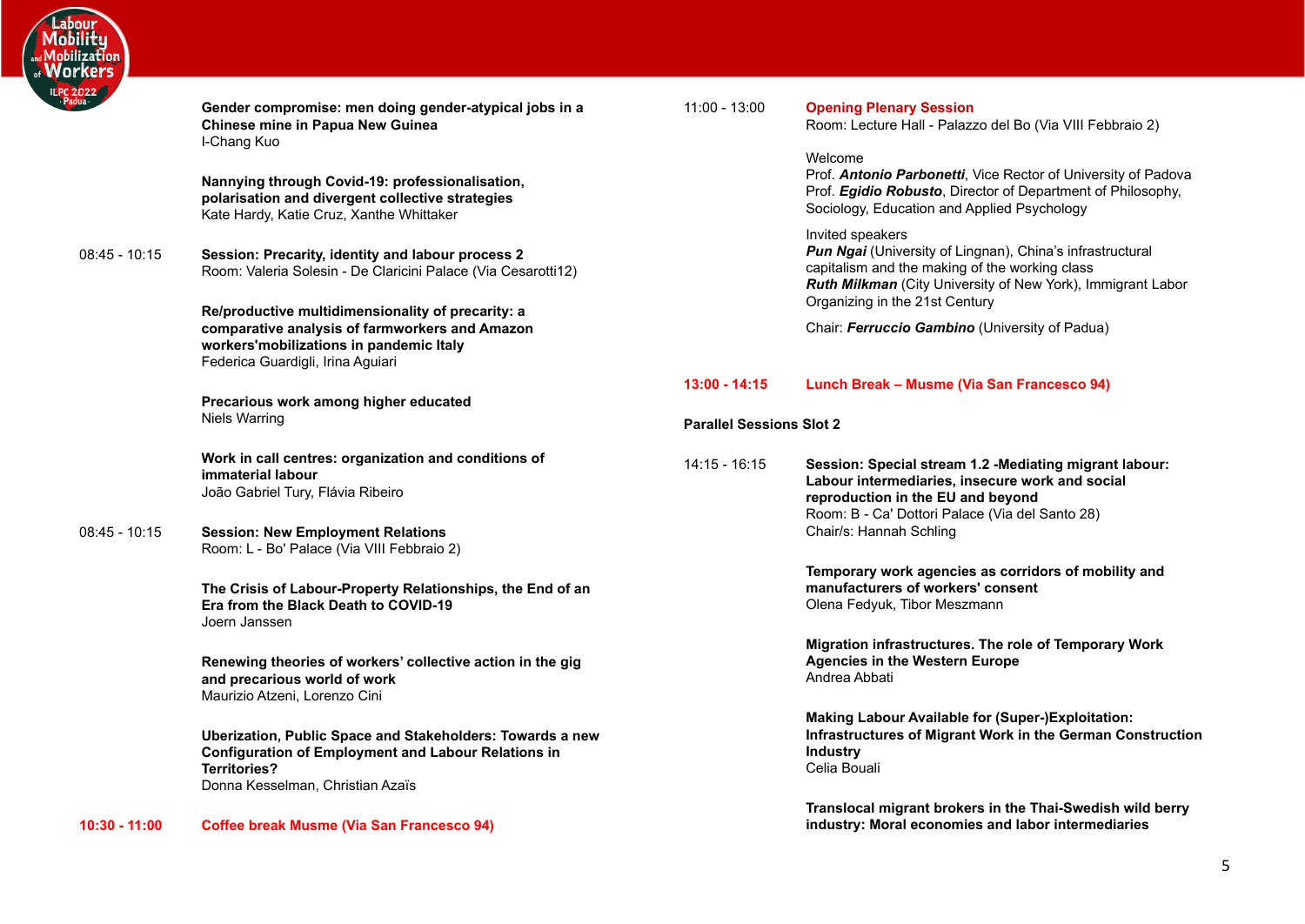**Gender compromise: men doing gender-atypical jobs in a Chinese mine in Papua New Guinea**
I-Chang Kuo

**Nannying through Covid-19: professionalisation, polarisation and divergent collective strategies**
Kate Hardy, Katie Cruz, Xanthe Whittaker

08:45 - 10:15 **Session: Precarity, identity and labour process 2**
Room: Valeria Solesin - De Claricini Palace (Via Cesarotti12)

**Re/productive multidimensionality of precarity: a comparative analysis of farmworkers and Amazon workers'mobilizations in pandemic Italy**
Federica Guardigli, Irina Aguiari

**Precarious work among higher educated**
Niels Warring

**Work in call centres: organization and conditions of immaterial labour**
João Gabriel Tury, Flávia Ribeiro

08:45 - 10:15 **Session: New Employment Relations**
Room: L - Bo' Palace (Via VIII Febbraio 2)

**The Crisis of Labour-Property Relationships, the End of an Era from the Black Death to COVID-19**
Joern Janssen

**Renewing theories of workers' collective action in the gig and precarious world of work**
Maurizio Atzeni, Lorenzo Cini

**Uberization, Public Space and Stakeholders: Towards a new Configuration of Employment and Labour Relations in Territories?**
Donna Kesselman, Christian Azaïs

**10:30 - 11:00 Coffee break Musme (Via San Francesco 94)**

11:00 - 13:00 **Opening Plenary Session**
Room: Lecture Hall - Palazzo del Bo (Via VIII Febbraio 2)

Welcome
Prof. ***Antonio Parbonetti***, Vice Rector of University of Padova
Prof. ***Egidio Robusto***, Director of Department of Philosophy, Sociology, Education and Applied Psychology

Invited speakers
***Pun Ngai*** (University of Lingnan), China's infrastructural capitalism and the making of the working class
***Ruth Milkman*** (City University of New York), Immigrant Labor Organizing in the 21st Century

Chair: ***Ferruccio Gambino*** (University of Padua)

**13:00 - 14:15 Lunch Break – Musme (Via San Francesco 94)**

**Parallel Sessions Slot 2**

14:15 - 16:15 **Session: Special stream 1.2 -Mediating migrant labour: Labour intermediaries, insecure work and social reproduction in the EU and beyond**
Room: B - Ca' Dottori Palace (Via del Santo 28)
Chair/s: Hannah Schling

**Temporary work agencies as corridors of mobility and manufacturers of workers' consent**
Olena Fedyuk, Tibor Meszmann

**Migration infrastructures. The role of Temporary Work Agencies in the Western Europe**
Andrea Abbati

**Making Labour Available for (Super-)Exploitation: Infrastructures of Migrant Work in the German Construction Industry**
Celia Bouali

**Translocal migrant brokers in the Thai-Swedish wild berry industry: Moral economies and labor intermediaries**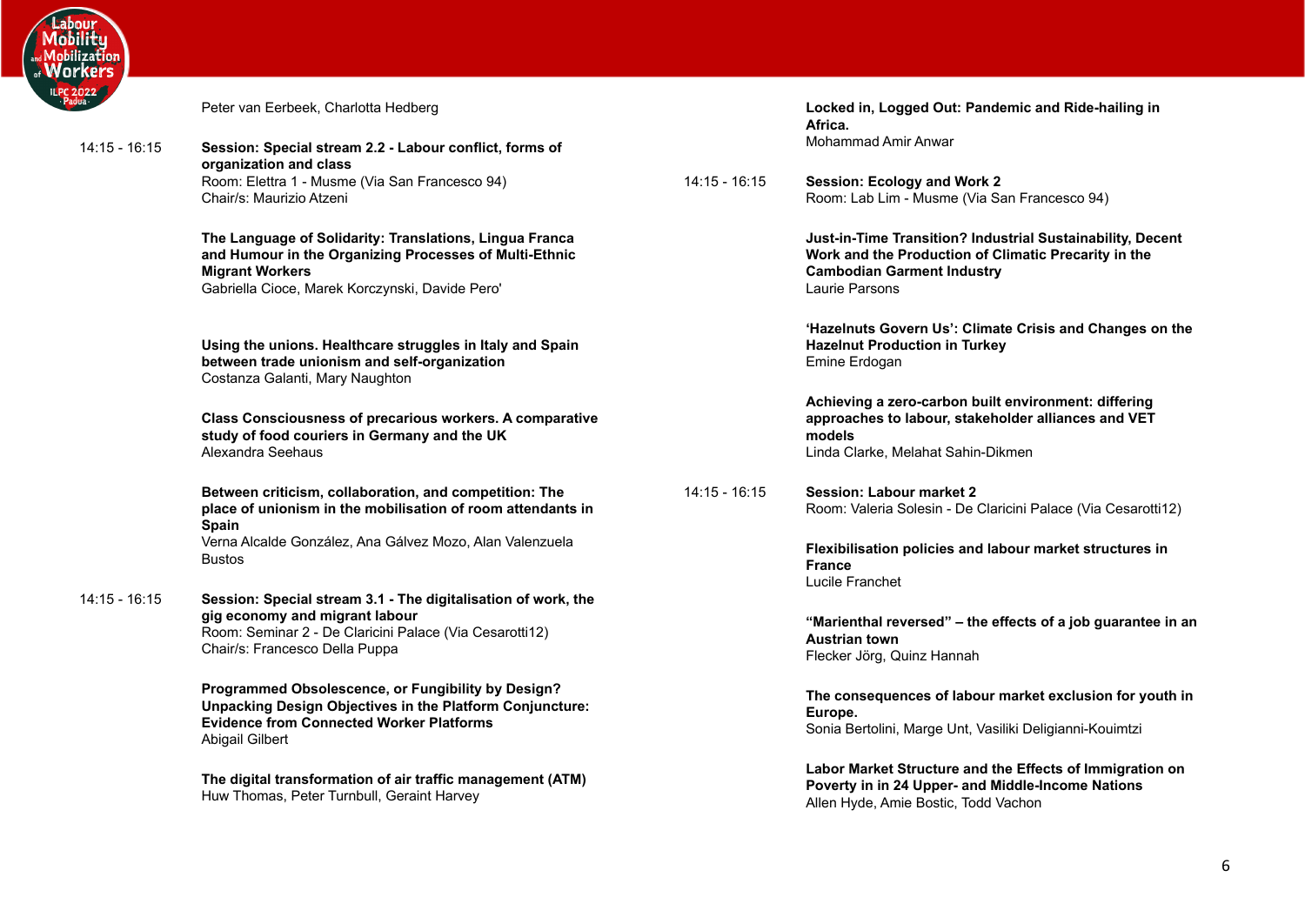Peter van Eerbeek, Charlotta Hedberg

14:15 - 16:15

**Session: Special stream 2.2 - Labour conflict, forms of organization and class**
Room: Elettra 1 - Musme (Via San Francesco 94)
Chair/s: Maurizio Atzeni

**The Language of Solidarity: Translations, Lingua Franca and Humour in the Organizing Processes of Multi-Ethnic Migrant Workers**
Gabriella Cioce, Marek Korczynski, Davide Pero'

**Using the unions. Healthcare struggles in Italy and Spain between trade unionism and self-organization**
Costanza Galanti, Mary Naughton

**Class Consciousness of precarious workers. A comparative study of food couriers in Germany and the UK**
Alexandra Seehaus

**Between criticism, collaboration, and competition: The place of unionism in the mobilisation of room attendants in Spain**
Verna Alcalde González, Ana Gálvez Mozo, Alan Valenzuela Bustos

14:15 - 16:15

**Session: Special stream 3.1 - The digitalisation of work, the gig economy and migrant labour**
Room: Seminar 2 - De Claricini Palace (Via Cesarotti12)
Chair/s: Francesco Della Puppa

**Programmed Obsolescence, or Fungibility by Design? Unpacking Design Objectives in the Platform Conjuncture: Evidence from Connected Worker Platforms**
Abigail Gilbert

**The digital transformation of air traffic management (ATM)**
Huw Thomas, Peter Turnbull, Geraint Harvey

**Locked in, Logged Out: Pandemic and Ride-hailing in Africa.**
Mohammad Amir Anwar

14:15 - 16:15

**Session: Ecology and Work 2**
Room: Lab Lim - Musme (Via San Francesco 94)

**Just-in-Time Transition? Industrial Sustainability, Decent Work and the Production of Climatic Precarity in the Cambodian Garment Industry**
Laurie Parsons

**'Hazelnuts Govern Us': Climate Crisis and Changes on the Hazelnut Production in Turkey**
Emine Erdogan

**Achieving a zero-carbon built environment: differing approaches to labour, stakeholder alliances and VET models**
Linda Clarke, Melahat Sahin-Dikmen

14:15 - 16:15

**Session: Labour market 2**
Room: Valeria Solesin - De Claricini Palace (Via Cesarotti12)

**Flexibilisation policies and labour market structures in France**
Lucile Franchet

**"Marienthal reversed" – the effects of a job guarantee in an Austrian town**
Flecker Jörg, Quinz Hannah

**The consequences of labour market exclusion for youth in Europe.**
Sonia Bertolini, Marge Unt, Vasiliki Deligianni-Kouimtzi

**Labor Market Structure and the Effects of Immigration on Poverty in in 24 Upper- and Middle-Income Nations**
Allen Hyde, Amie Bostic, Todd Vachon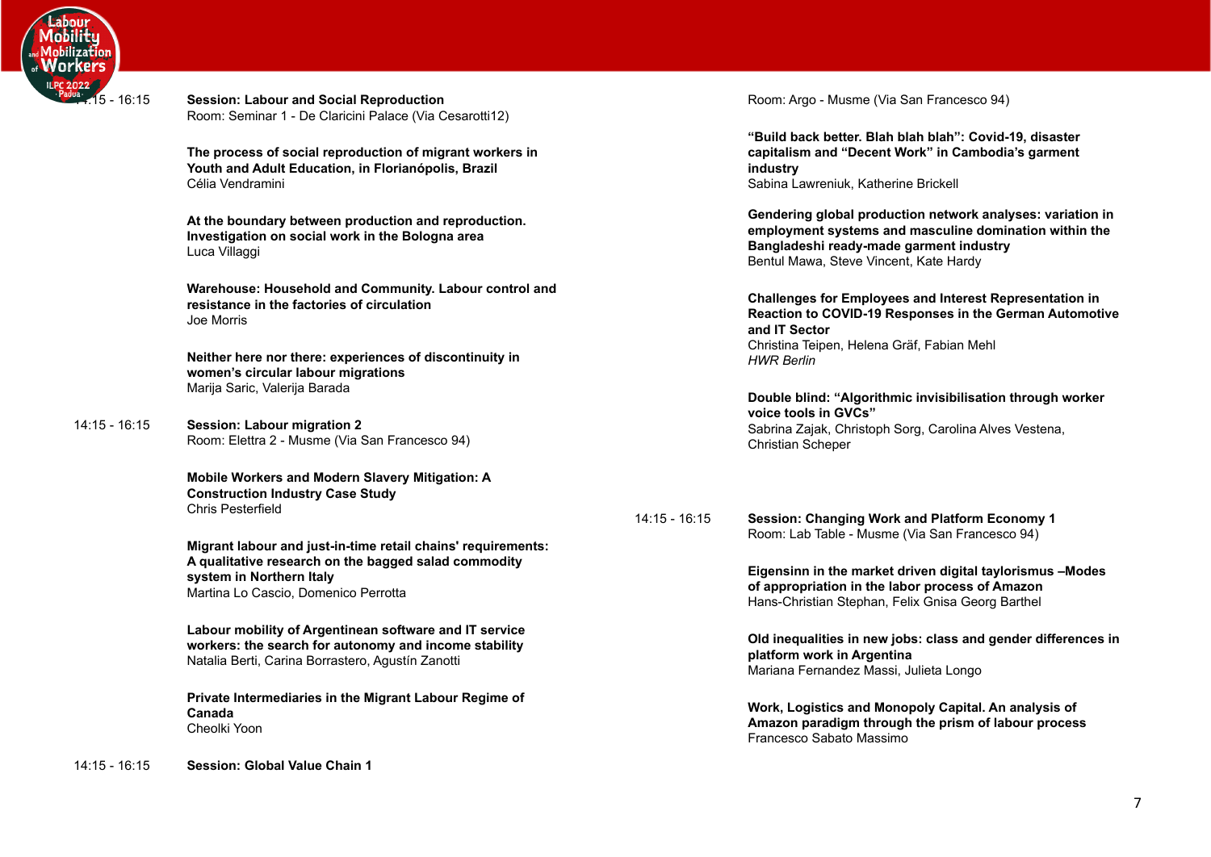14:15 - 16:15 **Session: Labour and Social Reproduction**
Room: Seminar 1 - De Claricini Palace (Via Cesarotti12)

**The process of social reproduction of migrant workers in Youth and Adult Education, in Florianópolis, Brazil**
Célia Vendramini

**At the boundary between production and reproduction. Investigation on social work in the Bologna area**
Luca Villaggi

**Warehouse: Household and Community. Labour control and resistance in the factories of circulation**
Joe Morris

**Neither here nor there: experiences of discontinuity in women's circular labour migrations**
Marija Saric, Valerija Barada

14:15 - 16:15 **Session: Labour migration 2**
Room: Elettra 2 - Musme (Via San Francesco 94)

**Mobile Workers and Modern Slavery Mitigation: A Construction Industry Case Study**
Chris Pesterfield

**Migrant labour and just-in-time retail chains' requirements: A qualitative research on the bagged salad commodity system in Northern Italy**
Martina Lo Cascio, Domenico Perrotta

**Labour mobility of Argentinean software and IT service workers: the search for autonomy and income stability**
Natalia Berti, Carina Borrastero, Agustín Zanotti

**Private Intermediaries in the Migrant Labour Regime of Canada**
Cheolki Yoon

14:15 - 16:15 **Session: Global Value Chain 1**
Room: Argo - Musme (Via San Francesco 94)

**"Build back better. Blah blah blah": Covid-19, disaster capitalism and "Decent Work" in Cambodia's garment industry**
Sabina Lawreniuk, Katherine Brickell

**Gendering global production network analyses: variation in employment systems and masculine domination within the Bangladeshi ready-made garment industry**
Bentul Mawa, Steve Vincent, Kate Hardy

**Challenges for Employees and Interest Representation in Reaction to COVID-19 Responses in the German Automotive and IT Sector**
Christina Teipen, Helena Gräf, Fabian Mehl
*HWR Berlin*

**Double blind: "Algorithmic invisibilisation through worker voice tools in GVCs"**
Sabrina Zajak, Christoph Sorg, Carolina Alves Vestena, Christian Scheper

14:15 - 16:15 **Session: Changing Work and Platform Economy 1**
Room: Lab Table - Musme (Via San Francesco 94)

**Eigensinn in the market driven digital taylorismus –Modes of appropriation in the labor process of Amazon**
Hans-Christian Stephan, Felix Gnisa Georg Barthel

**Old inequalities in new jobs: class and gender differences in platform work in Argentina**
Mariana Fernandez Massi, Julieta Longo

**Work, Logistics and Monopoly Capital. An analysis of Amazon paradigm through the prism of labour process**
Francesco Sabato Massimo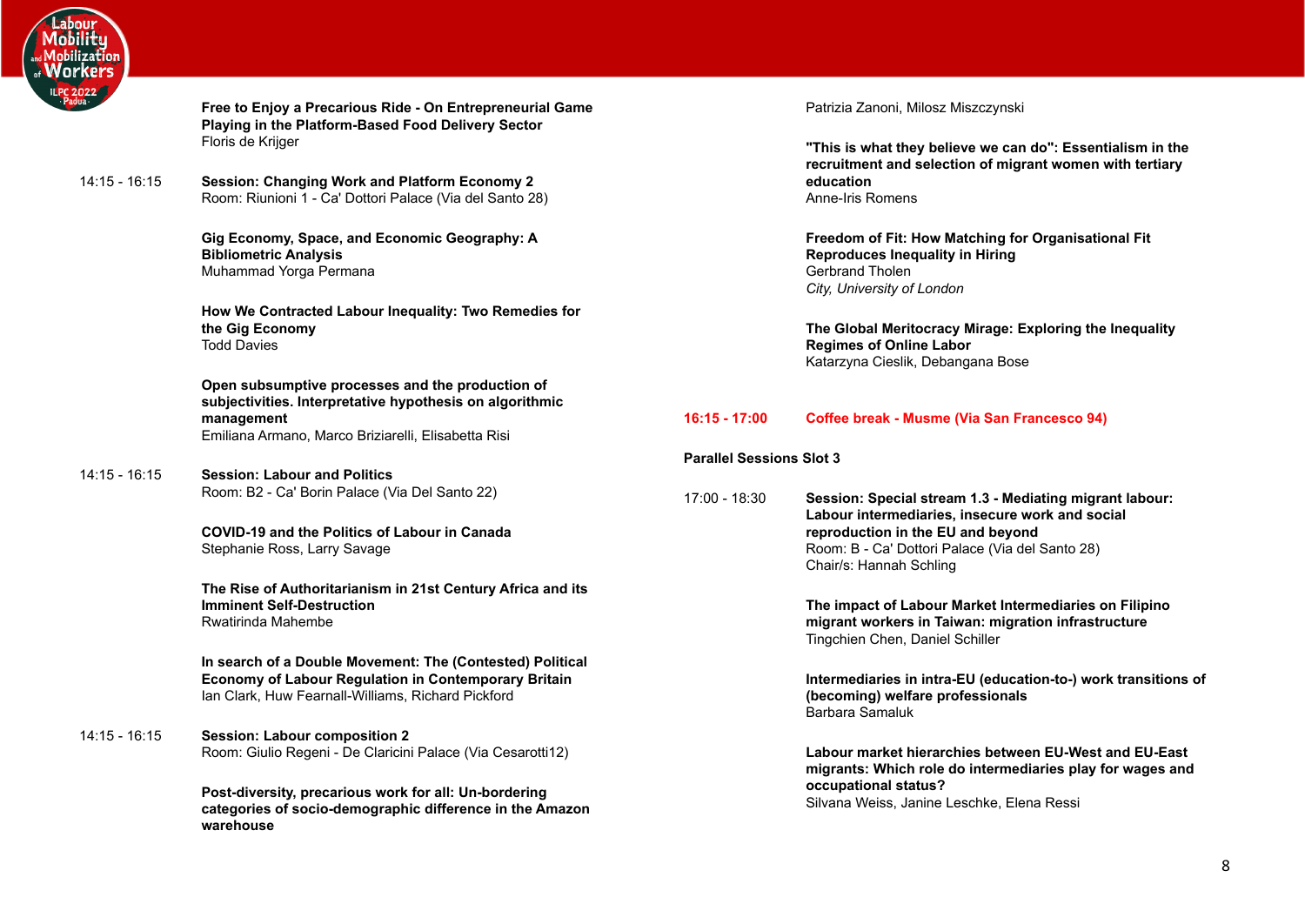**Free to Enjoy a Precarious Ride - On Entrepreneurial Game Playing in the Platform-Based Food Delivery Sector**
Floris de Krijger

14:15 - 16:15 **Session: Changing Work and Platform Economy 2**
Room: Riunioni 1 - Ca' Dottori Palace (Via del Santo 28)

**Gig Economy, Space, and Economic Geography: A Bibliometric Analysis**
Muhammad Yorga Permana

**How We Contracted Labour Inequality: Two Remedies for the Gig Economy**
Todd Davies

**Open subsumptive processes and the production of subjectivities. Interpretative hypothesis on algorithmic management**
Emiliana Armano, Marco Briziarelli, Elisabetta Risi

14:15 - 16:15 **Session: Labour and Politics**
Room: B2 - Ca' Borin Palace (Via Del Santo 22)

**COVID-19 and the Politics of Labour in Canada**
Stephanie Ross, Larry Savage

**The Rise of Authoritarianism in 21st Century Africa and its Imminent Self-Destruction**
Rwatirinda Mahembe

**In search of a Double Movement: The (Contested) Political Economy of Labour Regulation in Contemporary Britain**
Ian Clark, Huw Fearnall-Williams, Richard Pickford

14:15 - 16:15 **Session: Labour composition 2**
Room: Giulio Regeni - De Claricini Palace (Via Cesarotti12)

**Post-diversity, precarious work for all: Un-bordering categories of socio-demographic difference in the Amazon warehouse**
Patrizia Zanoni, Milosz Miszczynski

**"This is what they believe we can do": Essentialism in the recruitment and selection of migrant women with tertiary education**
Anne-Iris Romens

**Freedom of Fit: How Matching for Organisational Fit Reproduces Inequality in Hiring**
Gerbrand Tholen
*City, University of London*

**The Global Meritocracy Mirage: Exploring the Inequality Regimes of Online Labor**
Katarzyna Cieslik, Debangana Bose

**16:15 - 17:00 Coffee break - Musme (Via San Francesco 94)**

**Parallel Sessions Slot 3**

17:00 - 18:30 **Session: Special stream 1.3 - Mediating migrant labour: Labour intermediaries, insecure work and social reproduction in the EU and beyond**
Room: B - Ca' Dottori Palace (Via del Santo 28)
Chair/s: Hannah Schling

**The impact of Labour Market Intermediaries on Filipino migrant workers in Taiwan: migration infrastructure**
Tingchien Chen, Daniel Schiller

**Intermediaries in intra-EU (education-to-) work transitions of (becoming) welfare professionals**
Barbara Samaluk

**Labour market hierarchies between EU-West and EU-East migrants: Which role do intermediaries play for wages and occupational status?**
Silvana Weiss, Janine Leschke, Elena Ressi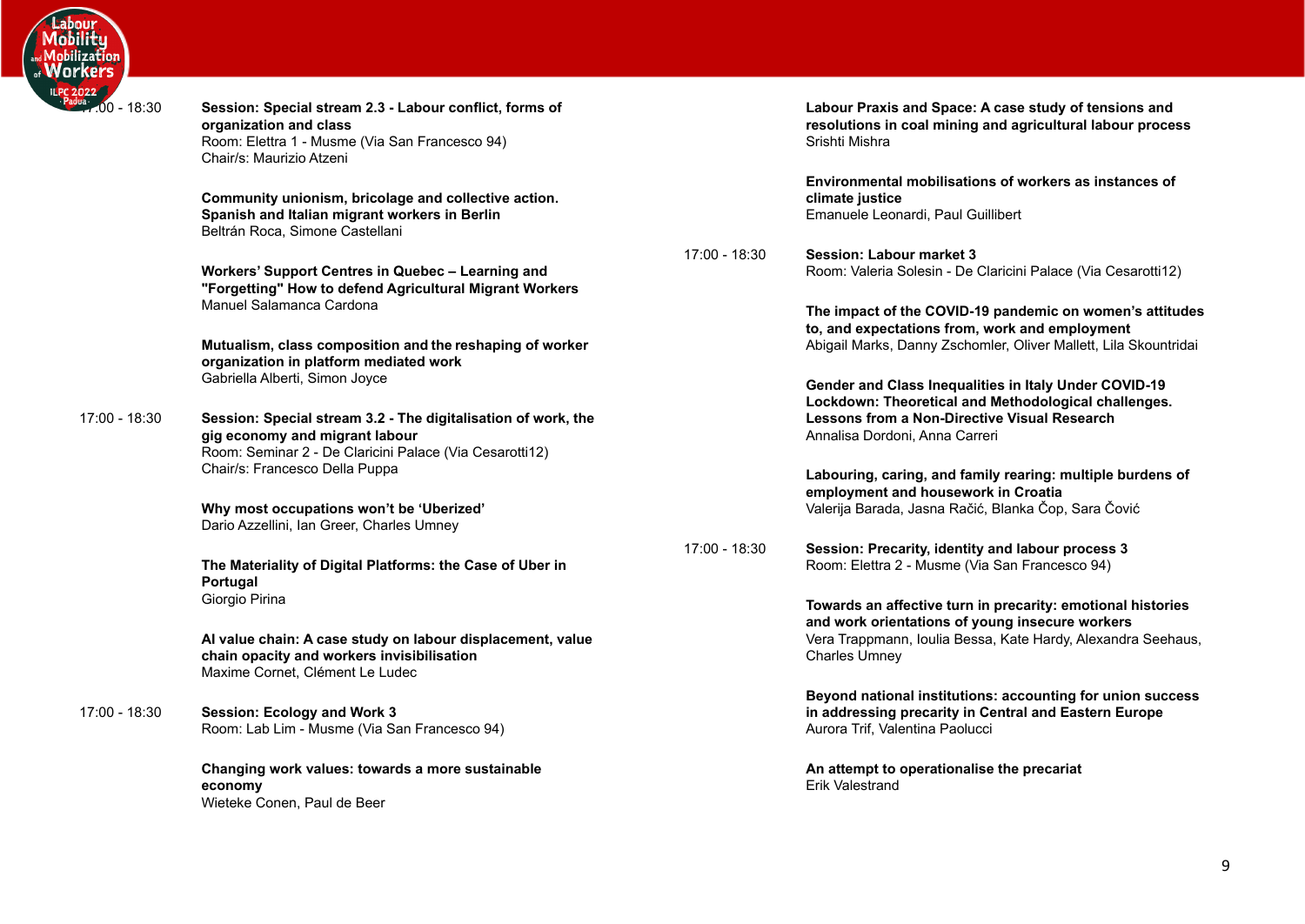17:00 - 18:30

**Session: Special stream 2.3 - Labour conflict, forms of organization and class**
Room: Elettra 1 - Musme (Via San Francesco 94)
Chair/s: Maurizio Atzeni

**Community unionism, bricolage and collective action. Spanish and Italian migrant workers in Berlin**
Beltrán Roca, Simone Castellani

**Workers' Support Centres in Quebec – Learning and "Forgetting" How to defend Agricultural Migrant Workers**
Manuel Salamanca Cardona

**Mutualism, class composition and the reshaping of worker organization in platform mediated work**
Gabriella Alberti, Simon Joyce

17:00 - 18:30

**Session: Special stream 3.2 - The digitalisation of work, the gig economy and migrant labour**
Room: Seminar 2 - De Claricini Palace (Via Cesarotti12)
Chair/s: Francesco Della Puppa

**Why most occupations won't be 'Uberized'**
Dario Azzellini, Ian Greer, Charles Umney

**The Materiality of Digital Platforms: the Case of Uber in Portugal**
Giorgio Pirina

**AI value chain: A case study on labour displacement, value chain opacity and workers invisibilisation**
Maxime Cornet, Clément Le Ludec

17:00 - 18:30

**Session: Ecology and Work 3**
Room: Lab Lim - Musme (Via San Francesco 94)

**Changing work values: towards a more sustainable economy**
Wieteke Conen, Paul de Beer

**Labour Praxis and Space: A case study of tensions and resolutions in coal mining and agricultural labour process**
Srishti Mishra

**Environmental mobilisations of workers as instances of climate justice**
Emanuele Leonardi, Paul Guillibert

17:00 - 18:30

**Session: Labour market 3**
Room: Valeria Solesin - De Claricini Palace (Via Cesarotti12)

**The impact of the COVID-19 pandemic on women's attitudes to, and expectations from, work and employment**
Abigail Marks, Danny Zschomler, Oliver Mallett, Lila Skountridai

**Gender and Class Inequalities in Italy Under COVID-19 Lockdown: Theoretical and Methodological challenges. Lessons from a Non-Directive Visual Research**
Annalisa Dordoni, Anna Carreri

**Labouring, caring, and family rearing: multiple burdens of employment and housework in Croatia**
Valerija Barada, Jasna Račić, Blanka Čop, Sara Čović

17:00 - 18:30

**Session: Precarity, identity and labour process 3**
Room: Elettra 2 - Musme (Via San Francesco 94)

**Towards an affective turn in precarity: emotional histories and work orientations of young insecure workers**
Vera Trappmann, Ioulia Bessa, Kate Hardy, Alexandra Seehaus, Charles Umney

**Beyond national institutions: accounting for union success in addressing precarity in Central and Eastern Europe**
Aurora Trif, Valentina Paolucci

**An attempt to operationalise the precariat**
Erik Valestrand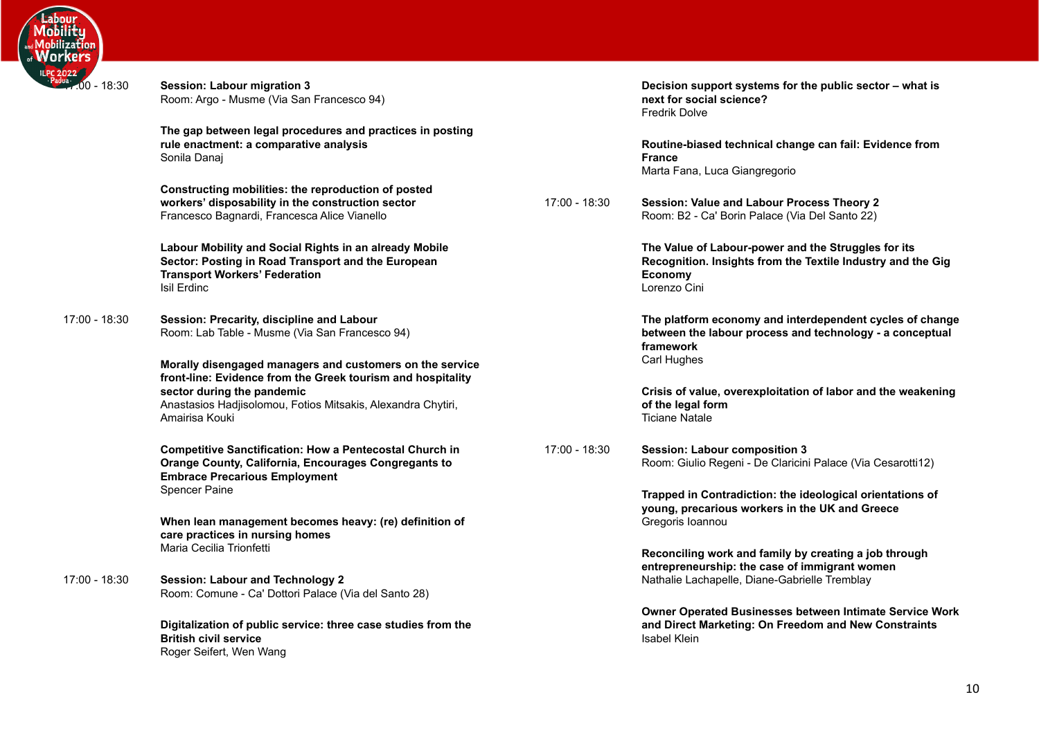17:00 - 18:30

**Session: Labour migration 3**
Room: Argo - Musme (Via San Francesco 94)

**The gap between legal procedures and practices in posting rule enactment: a comparative analysis**
Sonila Danaj

**Constructing mobilities: the reproduction of posted workers' disposability in the construction sector**
Francesco Bagnardi, Francesca Alice Vianello

**Labour Mobility and Social Rights in an already Mobile Sector: Posting in Road Transport and the European Transport Workers' Federation**
Isil Erdinc

17:00 - 18:30

**Session: Precarity, discipline and Labour**
Room: Lab Table - Musme (Via San Francesco 94)

**Morally disengaged managers and customers on the service front-line: Evidence from the Greek tourism and hospitality sector during the pandemic**
Anastasios Hadjisolomou, Fotios Mitsakis, Alexandra Chytiri, Amairisa Kouki

**Competitive Sanctification: How a Pentecostal Church in Orange County, California, Encourages Congregants to Embrace Precarious Employment**
Spencer Paine

**When lean management becomes heavy: (re) definition of care practices in nursing homes**
Maria Cecilia Trionfetti

17:00 - 18:30

**Session: Labour and Technology 2**
Room: Comune - Ca' Dottori Palace (Via del Santo 28)

**Digitalization of public service: three case studies from the British civil service**
Roger Seifert, Wen Wang

**Decision support systems for the public sector – what is next for social science?**
Fredrik Dolve

**Routine-biased technical change can fail: Evidence from France**
Marta Fana, Luca Giangregorio

17:00 - 18:30

**Session: Value and Labour Process Theory 2**
Room: B2 - Ca' Borin Palace (Via Del Santo 22)

**The Value of Labour-power and the Struggles for its Recognition. Insights from the Textile Industry and the Gig Economy**
Lorenzo Cini

**The platform economy and interdependent cycles of change between the labour process and technology - a conceptual framework**
Carl Hughes

**Crisis of value, overexploitation of labor and the weakening of the legal form**
Ticiane Natale

17:00 - 18:30

**Session: Labour composition 3**
Room: Giulio Regeni - De Claricini Palace (Via Cesarotti12)

**Trapped in Contradiction: the ideological orientations of young, precarious workers in the UK and Greece**
Gregoris Ioannou

**Reconciling work and family by creating a job through entrepreneurship: the case of immigrant women**
Nathalie Lachapelle, Diane-Gabrielle Tremblay

**Owner Operated Businesses between Intimate Service Work and Direct Marketing: On Freedom and New Constraints**
Isabel Klein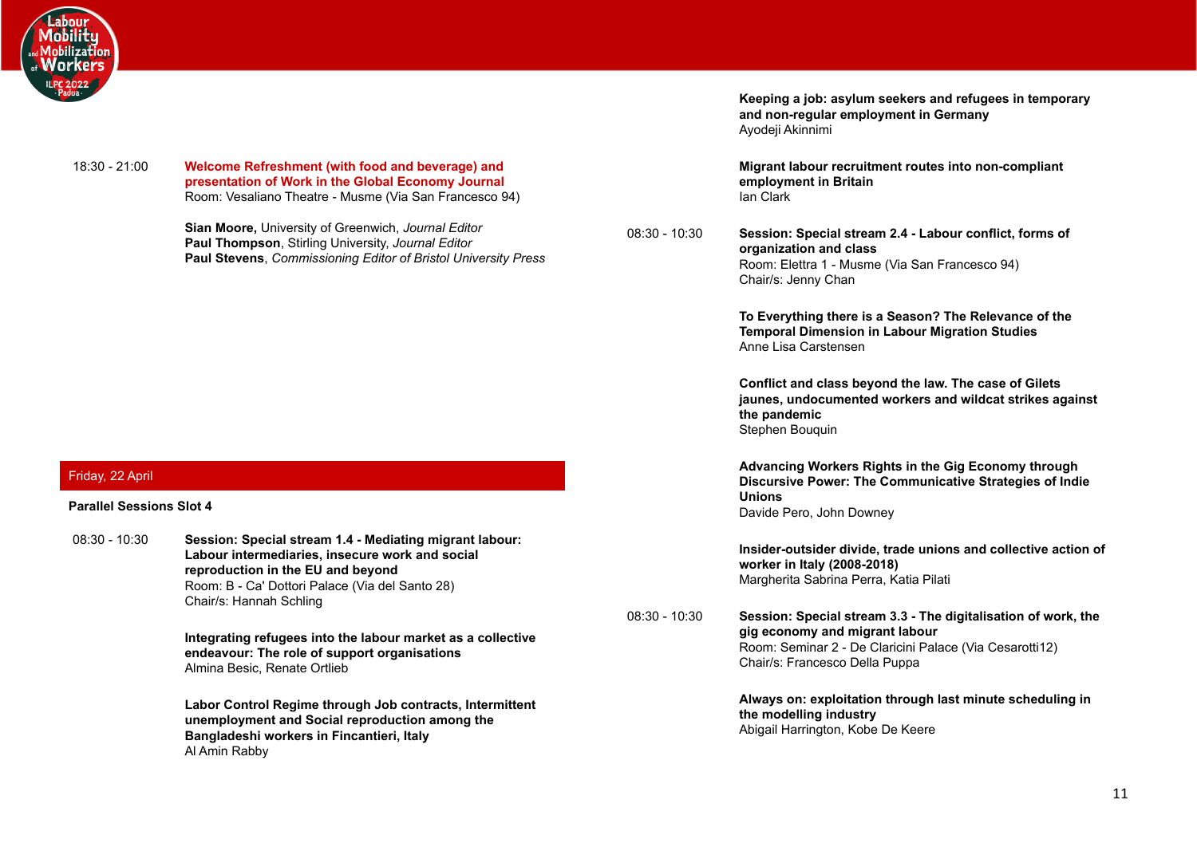18:30 - 21:00 **Welcome Refreshment (with food and beverage) and presentation of Work in the Global Economy Journal**
Room: Vesaliano Theatre - Musme (Via San Francesco 94)

**Sian Moore,** University of Greenwich, *Journal Editor*
**Paul Thompson**, Stirling University, *Journal Editor*
**Paul Stevens**, *Commissioning Editor of Bristol University Press*

## Friday, 22 April

### Parallel Sessions Slot 4

08:30 - 10:30 **Session: Special stream 1.4 - Mediating migrant labour: Labour intermediaries, insecure work and social reproduction in the EU and beyond**
Room: B - Ca' Dottori Palace (Via del Santo 28)
Chair/s: Hannah Schling

**Integrating refugees into the labour market as a collective endeavour: The role of support organisations**
Almina Besic, Renate Ortlieb

**Labor Control Regime through Job contracts, Intermittent unemployment and Social reproduction among the Bangladeshi workers in Fincantieri, Italy**
Al Amin Rabby

**Keeping a job: asylum seekers and refugees in temporary and non-regular employment in Germany**
Ayodeji Akinnimi

**Migrant labour recruitment routes into non-compliant employment in Britain**
Ian Clark

08:30 - 10:30 **Session: Special stream 2.4 - Labour conflict, forms of organization and class**
Room: Elettra 1 - Musme (Via San Francesco 94)
Chair/s: Jenny Chan

**To Everything there is a Season? The Relevance of the Temporal Dimension in Labour Migration Studies**
Anne Lisa Carstensen

**Conflict and class beyond the law. The case of Gilets jaunes, undocumented workers and wildcat strikes against the pandemic**
Stephen Bouquin

**Advancing Workers Rights in the Gig Economy through Discursive Power: The Communicative Strategies of Indie Unions**
Davide Pero, John Downey

**Insider-outsider divide, trade unions and collective action of worker in Italy (2008-2018)**
Margherita Sabrina Perra, Katia Pilati

08:30 - 10:30 **Session: Special stream 3.3 - The digitalisation of work, the gig economy and migrant labour**
Room: Seminar 2 - De Claricini Palace (Via Cesarotti12)
Chair/s: Francesco Della Puppa

**Always on: exploitation through last minute scheduling in the modelling industry**
Abigail Harrington, Kobe De Keere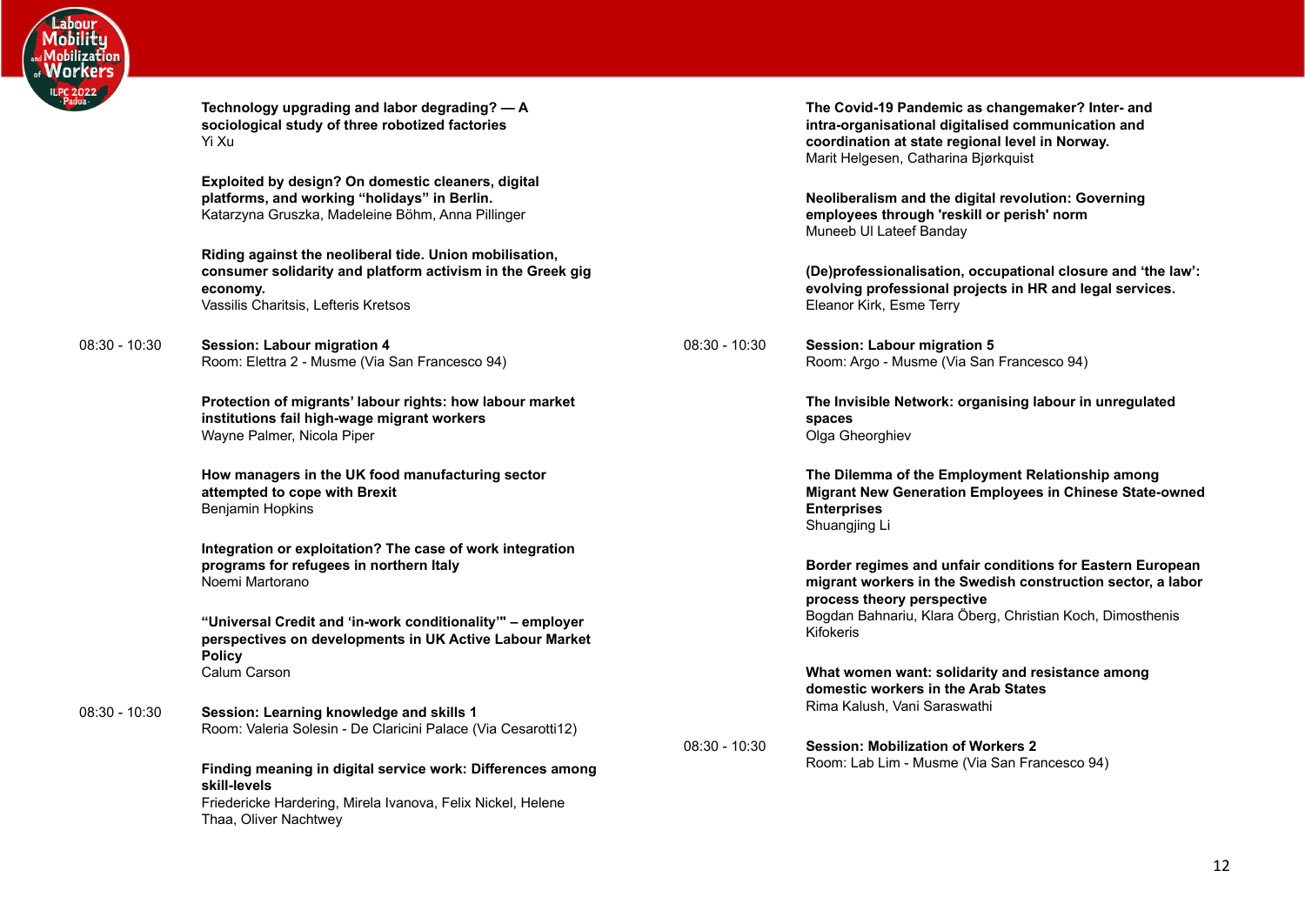**Technology upgrading and labor degrading? — A sociological study of three robotized factories**
Yi Xu

**Exploited by design? On domestic cleaners, digital platforms, and working "holidays" in Berlin.**
Katarzyna Gruszka, Madeleine Böhm, Anna Pillinger

**Riding against the neoliberal tide. Union mobilisation, consumer solidarity and platform activism in the Greek gig economy.**
Vassilis Charitsis, Lefteris Kretsos

08:30 - 10:30 **Session: Labour migration 4**
Room: Elettra 2 - Musme (Via San Francesco 94)

**Protection of migrants' labour rights: how labour market institutions fail high-wage migrant workers**
Wayne Palmer, Nicola Piper

**How managers in the UK food manufacturing sector attempted to cope with Brexit**
Benjamin Hopkins

**Integration or exploitation? The case of work integration programs for refugees in northern Italy**
Noemi Martorano

**"Universal Credit and 'in-work conditionality'" – employer perspectives on developments in UK Active Labour Market Policy**
Calum Carson

08:30 - 10:30 **Session: Learning knowledge and skills 1**
Room: Valeria Solesin - De Claricini Palace (Via Cesarotti12)

**Finding meaning in digital service work: Differences among skill-levels**
Friedericke Hardering, Mirela Ivanova, Felix Nickel, Helene Thaa, Oliver Nachtwey

**The Covid-19 Pandemic as changemaker? Inter- and intra-organisational digitalised communication and coordination at state regional level in Norway.**
Marit Helgesen, Catharina Bjørkquist

**Neoliberalism and the digital revolution: Governing employees through 'reskill or perish' norm**
Muneeb Ul Lateef Banday

**(De)professionalisation, occupational closure and 'the law': evolving professional projects in HR and legal services.**
Eleanor Kirk, Esme Terry

08:30 - 10:30 **Session: Labour migration 5**
Room: Argo - Musme (Via San Francesco 94)

**The Invisible Network: organising labour in unregulated spaces**
Olga Gheorghiev

**The Dilemma of the Employment Relationship among Migrant New Generation Employees in Chinese State-owned Enterprises**
Shuangjing Li

**Border regimes and unfair conditions for Eastern European migrant workers in the Swedish construction sector, a labor process theory perspective**
Bogdan Bahnariu, Klara Öberg, Christian Koch, Dimosthenis Kifokeris

**What women want: solidarity and resistance among domestic workers in the Arab States**
Rima Kalush, Vani Saraswathi

08:30 - 10:30 **Session: Mobilization of Workers 2**
Room: Lab Lim - Musme (Via San Francesco 94)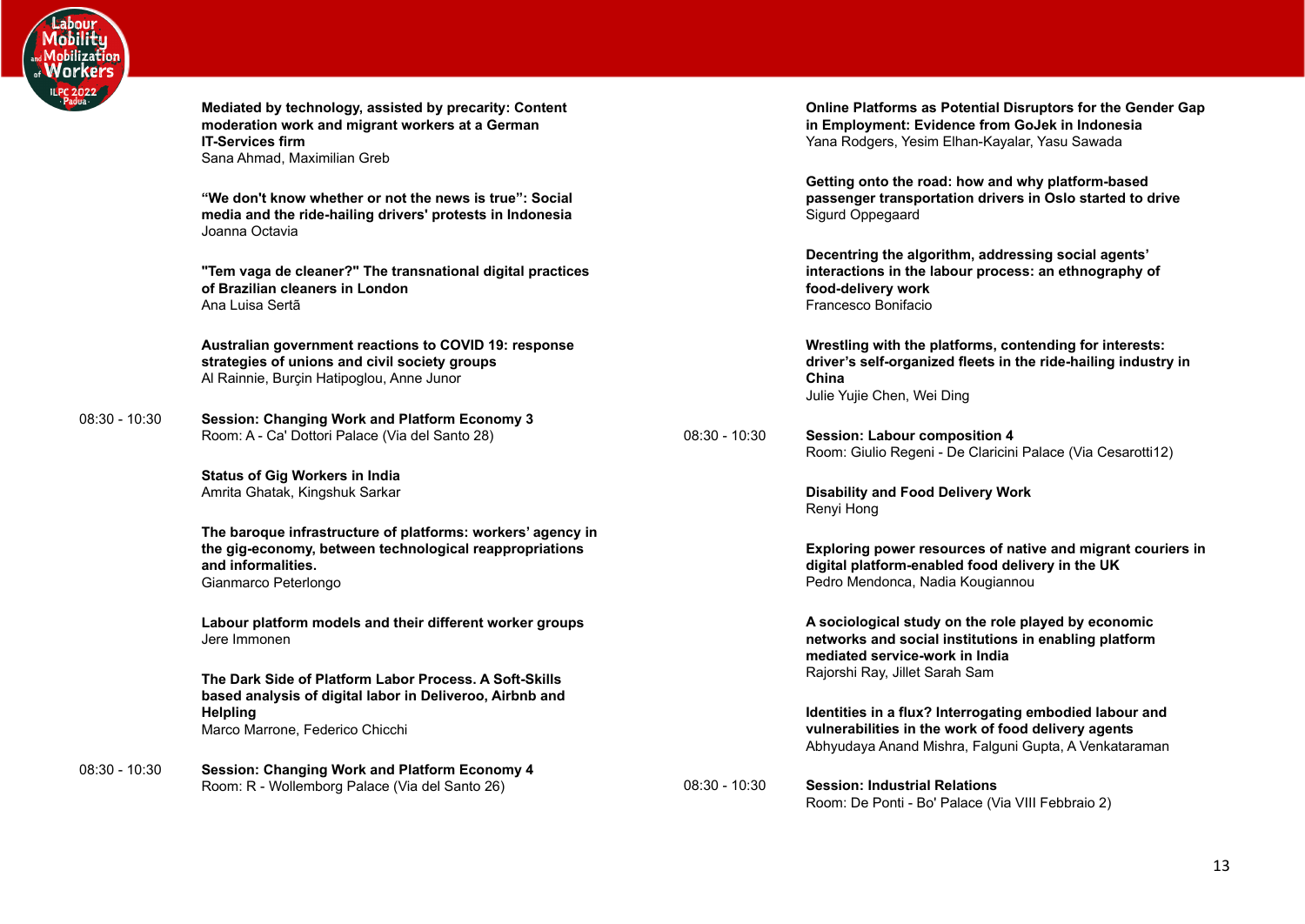**Mediated by technology, assisted by precarity: Content moderation work and migrant workers at a German IT-Services firm**
Sana Ahmad, Maximilian Greb

**"We don't know whether or not the news is true": Social media and the ride-hailing drivers' protests in Indonesia**
Joanna Octavia

**"Tem vaga de cleaner?" The transnational digital practices of Brazilian cleaners in London**
Ana Luisa Sertã

**Australian government reactions to COVID 19: response strategies of unions and civil society groups**
Al Rainnie, Burçin Hatipoglou, Anne Junor

08:30 - 10:30 **Session: Changing Work and Platform Economy 3**
Room: A - Ca' Dottori Palace (Via del Santo 28)

**Status of Gig Workers in India**
Amrita Ghatak, Kingshuk Sarkar

**The baroque infrastructure of platforms: workers' agency in the gig-economy, between technological reappropriations and informalities.**
Gianmarco Peterlongo

**Labour platform models and their different worker groups**
Jere Immonen

**The Dark Side of Platform Labor Process. A Soft-Skills based analysis of digital labor in Deliveroo, Airbnb and Helpling**
Marco Marrone, Federico Chicchi

08:30 - 10:30 **Session: Changing Work and Platform Economy 4**
Room: R - Wollemborg Palace (Via del Santo 26)

**Online Platforms as Potential Disruptors for the Gender Gap in Employment: Evidence from GoJek in Indonesia**
Yana Rodgers, Yesim Elhan-Kayalar, Yasu Sawada

**Getting onto the road: how and why platform-based passenger transportation drivers in Oslo started to drive**
Sigurd Oppegaard

**Decentring the algorithm, addressing social agents' interactions in the labour process: an ethnography of food-delivery work**
Francesco Bonifacio

**Wrestling with the platforms, contending for interests: driver's self-organized fleets in the ride-hailing industry in China**
Julie Yujie Chen, Wei Ding

08:30 - 10:30 **Session: Labour composition 4**
Room: Giulio Regeni - De Claricini Palace (Via Cesarotti12)

**Disability and Food Delivery Work**
Renyi Hong

**Exploring power resources of native and migrant couriers in digital platform-enabled food delivery in the UK**
Pedro Mendonca, Nadia Kougiannou

**A sociological study on the role played by economic networks and social institutions in enabling platform mediated service-work in India**
Rajorshi Ray, Jillet Sarah Sam

**Identities in a flux? Interrogating embodied labour and vulnerabilities in the work of food delivery agents**
Abhyudaya Anand Mishra, Falguni Gupta, A Venkataraman

08:30 - 10:30 **Session: Industrial Relations**
Room: De Ponti - Bo' Palace (Via VIII Febbraio 2)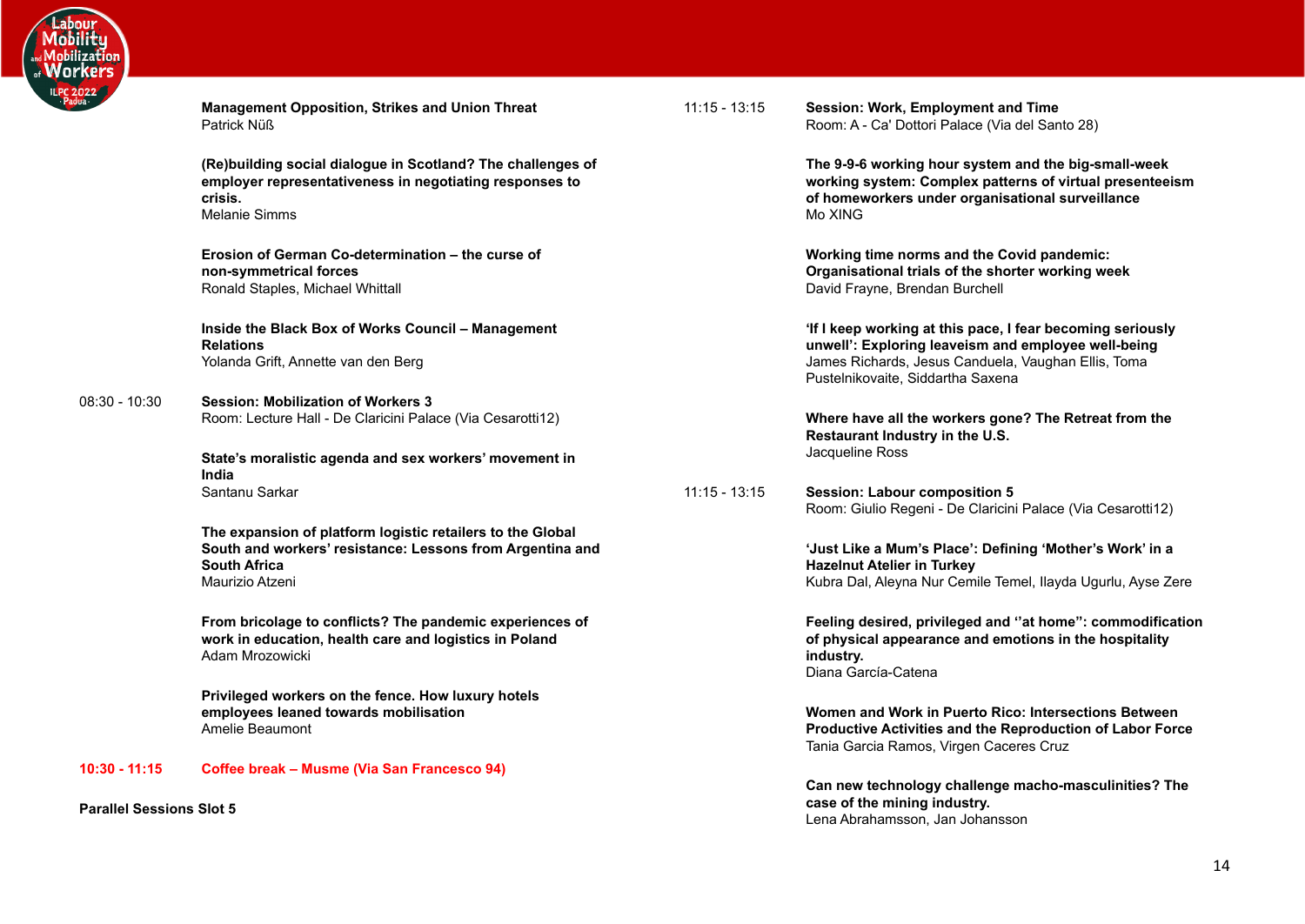**Management Opposition, Strikes and Union Threat**
Patrick Nüß

**(Re)building social dialogue in Scotland? The challenges of employer representativeness in negotiating responses to crisis.**
Melanie Simms

**Erosion of German Co-determination – the curse of non-symmetrical forces**
Ronald Staples, Michael Whittall

**Inside the Black Box of Works Council – Management Relations**
Yolanda Grift, Annette van den Berg

08:30 - 10:30 **Session: Mobilization of Workers 3**
Room: Lecture Hall - De Claricini Palace (Via Cesarotti12)

**State's moralistic agenda and sex workers' movement in India**
Santanu Sarkar

**The expansion of platform logistic retailers to the Global South and workers' resistance: Lessons from Argentina and South Africa**
Maurizio Atzeni

**From bricolage to conflicts? The pandemic experiences of work in education, health care and logistics in Poland**
Adam Mrozowicki

**Privileged workers on the fence. How luxury hotels employees leaned towards mobilisation**
Amelie Beaumont

**10:30 - 11:15 Coffee break – Musme (Via San Francesco 94)**

**Parallel Sessions Slot 5**

11:15 - 13:15 **Session: Work, Employment and Time**
Room: A - Ca' Dottori Palace (Via del Santo 28)

**The 9-9-6 working hour system and the big-small-week working system: Complex patterns of virtual presenteeism of homeworkers under organisational surveillance**
Mo XING

**Working time norms and the Covid pandemic: Organisational trials of the shorter working week**
David Frayne, Brendan Burchell

**'If I keep working at this pace, I fear becoming seriously unwell': Exploring leaveism and employee well-being**
James Richards, Jesus Canduela, Vaughan Ellis, Toma Pustelnikovaite, Siddartha Saxena

**Where have all the workers gone? The Retreat from the Restaurant Industry in the U.S.**
Jacqueline Ross

11:15 - 13:15 **Session: Labour composition 5**
Room: Giulio Regeni - De Claricini Palace (Via Cesarotti12)

**'Just Like a Mum's Place': Defining 'Mother's Work' in a Hazelnut Atelier in Turkey**
Kubra Dal, Aleyna Nur Cemile Temel, Ilayda Ugurlu, Ayse Zere

**Feeling desired, privileged and ''at home": commodification of physical appearance and emotions in the hospitality industry.**
Diana García-Catena

**Women and Work in Puerto Rico: Intersections Between Productive Activities and the Reproduction of Labor Force**
Tania Garcia Ramos, Virgen Caceres Cruz

**Can new technology challenge macho-masculinities? The case of the mining industry.**
Lena Abrahamsson, Jan Johansson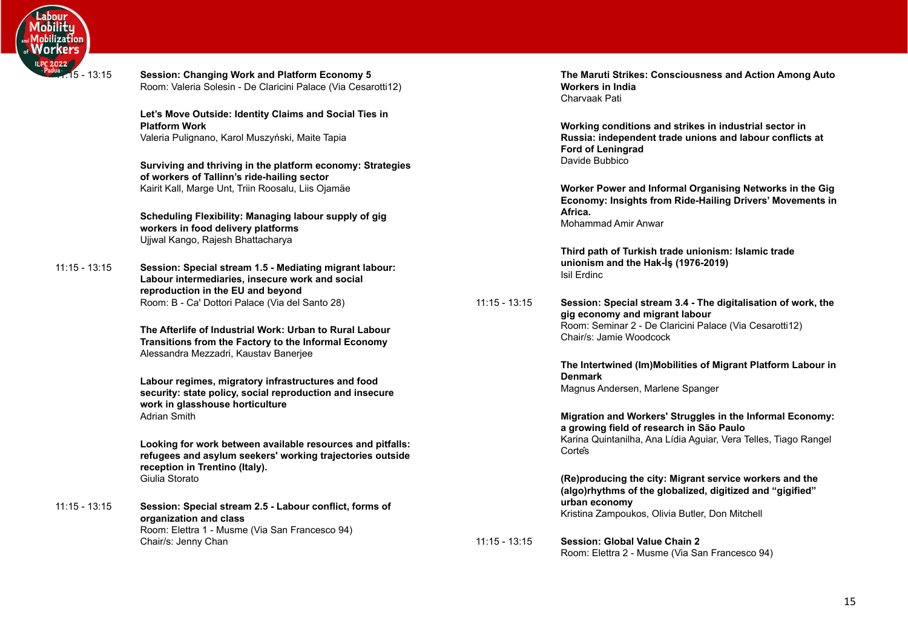11:15 - 13:15 **Session: Changing Work and Platform Economy 5**
Room: Valeria Solesin - De Claricini Palace (Via Cesarotti12)

**Let's Move Outside: Identity Claims and Social Ties in Platform Work**
Valeria Pulignano, Karol Muszyński, Maite Tapia

**Surviving and thriving in the platform economy: Strategies of workers of Tallinn's ride-hailing sector**
Kairit Kall, Marge Unt, Triin Roosalu, Liis Ojamäe

**Scheduling Flexibility: Managing labour supply of gig workers in food delivery platforms**
Ujjwal Kango, Rajesh Bhattacharya

11:15 - 13:15 **Session: Special stream 1.5 - Mediating migrant labour: Labour intermediaries, insecure work and social reproduction in the EU and beyond**
Room: B - Ca' Dottori Palace (Via del Santo 28)

**The Afterlife of Industrial Work: Urban to Rural Labour Transitions from the Factory to the Informal Economy**
Alessandra Mezzadri, Kaustav Banerjee

**Labour regimes, migratory infrastructures and food security: state policy, social reproduction and insecure work in glasshouse horticulture**
Adrian Smith

**Looking for work between available resources and pitfalls: refugees and asylum seekers' working trajectories outside reception in Trentino (Italy).**
Giulia Storato

11:15 - 13:15 **Session: Special stream 2.5 - Labour conflict, forms of organization and class**
Room: Elettra 1 - Musme (Via San Francesco 94)
Chair/s: Jenny Chan

**The Maruti Strikes: Consciousness and Action Among Auto Workers in India**
Charvaak Pati

**Working conditions and strikes in industrial sector in Russia: independent trade unions and labour conflicts at Ford of Leningrad**
Davide Bubbico

**Worker Power and Informal Organising Networks in the Gig Economy: Insights from Ride-Hailing Drivers' Movements in Africa.**
Mohammad Amir Anwar

**Third path of Turkish trade unionism: Islamic trade unionism and the Hak-İş (1976-2019)**
Isil Erdinc

11:15 - 13:15 **Session: Special stream 3.4 - The digitalisation of work, the gig economy and migrant labour**
Room: Seminar 2 - De Claricini Palace (Via Cesarotti12)
Chair/s: Jamie Woodcock

**The Intertwined (Im)Mobilities of Migrant Platform Labour in Denmark**
Magnus Andersen, Marlene Spanger

**Migration and Workers' Struggles in the Informal Economy: a growing field of research in São Paulo**
Karina Quintanilha, Ana Lídia Aguiar, Vera Telles, Tiago Rangel Cortes

**(Re)producing the city: Migrant service workers and the (algo)rhythms of the globalized, digitized and "gigified" urban economy**
Kristina Zampoukos, Olivia Butler, Don Mitchell

11:15 - 13:15 **Session: Global Value Chain 2**
Room: Elettra 2 - Musme (Via San Francesco 94)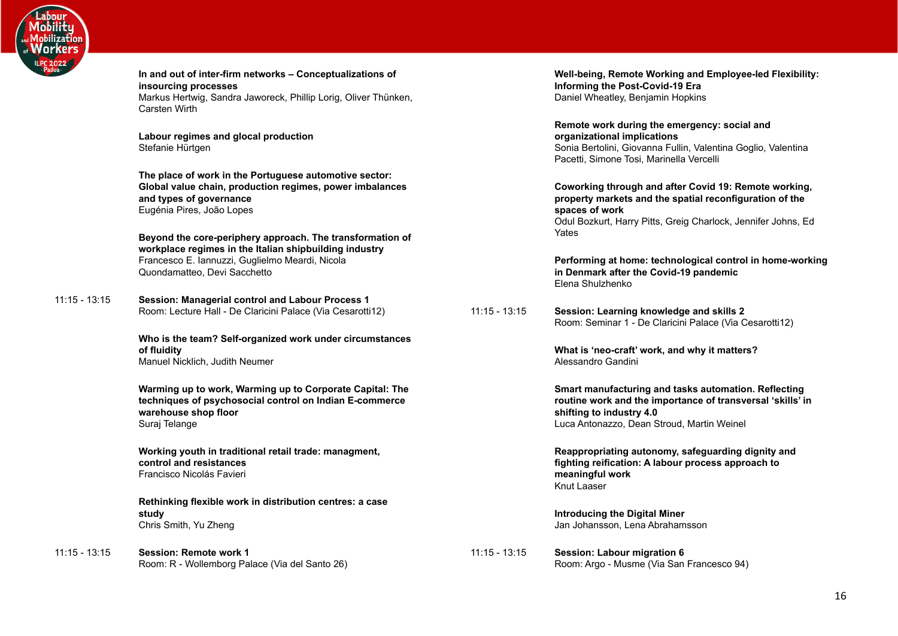**In and out of inter-firm networks – Conceptualizations of insourcing processes**
Markus Hertwig, Sandra Jaworeck, Phillip Lorig, Oliver Thünken, Carsten Wirth

**Labour regimes and glocal production**
Stefanie Hürtgen

**The place of work in the Portuguese automotive sector: Global value chain, production regimes, power imbalances and types of governance**
Eugénia Pires, João Lopes

**Beyond the core-periphery approach. The transformation of workplace regimes in the Italian shipbuilding industry**
Francesco E. Iannuzzi, Guglielmo Meardi, Nicola Quondamatteo, Devi Sacchetto

11:15 - 13:15 **Session: Managerial control and Labour Process 1**
Room: Lecture Hall - De Claricini Palace (Via Cesarotti12)

**Who is the team? Self-organized work under circumstances of fluidity**
Manuel Nicklich, Judith Neumer

**Warming up to work, Warming up to Corporate Capital: The techniques of psychosocial control on Indian E-commerce warehouse shop floor**
Suraj Telange

**Working youth in traditional retail trade: managment, control and resistances**
Francisco Nicolás Favieri

**Rethinking flexible work in distribution centres: a case study**
Chris Smith, Yu Zheng

11:15 - 13:15 **Session: Remote work 1**
Room: R - Wollemborg Palace (Via del Santo 26)

**Well-being, Remote Working and Employee-led Flexibility: Informing the Post-Covid-19 Era**
Daniel Wheatley, Benjamin Hopkins

**Remote work during the emergency: social and organizational implications**
Sonia Bertolini, Giovanna Fullin, Valentina Goglio, Valentina Pacetti, Simone Tosi, Marinella Vercelli

**Coworking through and after Covid 19: Remote working, property markets and the spatial reconfiguration of the spaces of work**
Odul Bozkurt, Harry Pitts, Greig Charlock, Jennifer Johns, Ed Yates

**Performing at home: technological control in home-working in Denmark after the Covid-19 pandemic**
Elena Shulzhenko

11:15 - 13:15 **Session: Learning knowledge and skills 2**
Room: Seminar 1 - De Claricini Palace (Via Cesarotti12)

**What is 'neo-craft' work, and why it matters?**
Alessandro Gandini

**Smart manufacturing and tasks automation. Reflecting routine work and the importance of transversal 'skills' in shifting to industry 4.0**
Luca Antonazzo, Dean Stroud, Martin Weinel

**Reappropriating autonomy, safeguarding dignity and fighting reification: A labour process approach to meaningful work**
Knut Laaser

**Introducing the Digital Miner**
Jan Johansson, Lena Abrahamsson

11:15 - 13:15 **Session: Labour migration 6**
Room: Argo - Musme (Via San Francesco 94)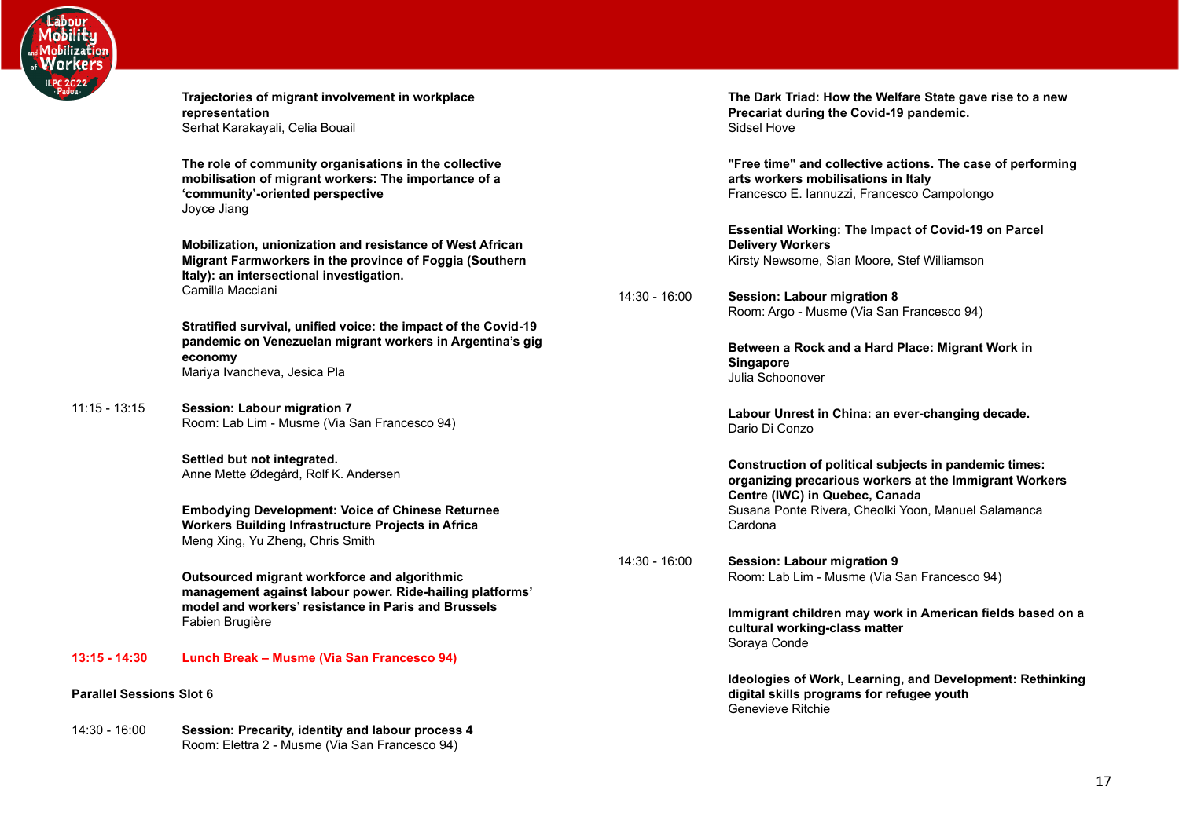**Trajectories of migrant involvement in workplace representation**
Serhat Karakayali, Celia Bouail

**The role of community organisations in the collective mobilisation of migrant workers: The importance of a 'community'-oriented perspective**
Joyce Jiang

**Mobilization, unionization and resistance of West African Migrant Farmworkers in the province of Foggia (Southern Italy): an intersectional investigation.**
Camilla Macciani

**Stratified survival, unified voice: the impact of the Covid-19 pandemic on Venezuelan migrant workers in Argentina's gig economy**
Mariya Ivancheva, Jesica Pla

11:15 - 13:15 **Session: Labour migration 7**
Room: Lab Lim - Musme (Via San Francesco 94)

**Settled but not integrated.**
Anne Mette Ødegård, Rolf K. Andersen

**Embodying Development: Voice of Chinese Returnee Workers Building Infrastructure Projects in Africa**
Meng Xing, Yu Zheng, Chris Smith

**Outsourced migrant workforce and algorithmic management against labour power. Ride-hailing platforms' model and workers' resistance in Paris and Brussels**
Fabien Brugière

**13:15 - 14:30 Lunch Break – Musme (Via San Francesco 94)**

**Parallel Sessions Slot 6**

14:30 - 16:00 **Session: Precarity, identity and labour process 4**
Room: Elettra 2 - Musme (Via San Francesco 94)

**The Dark Triad: How the Welfare State gave rise to a new Precariat during the Covid-19 pandemic.**
Sidsel Hove

**"Free time" and collective actions. The case of performing arts workers mobilisations in Italy**
Francesco E. Iannuzzi, Francesco Campolongo

**Essential Working: The Impact of Covid-19 on Parcel Delivery Workers**
Kirsty Newsome, Sian Moore, Stef Williamson

14:30 - 16:00 **Session: Labour migration 8**
Room: Argo - Musme (Via San Francesco 94)

**Between a Rock and a Hard Place: Migrant Work in Singapore**
Julia Schoonover

**Labour Unrest in China: an ever-changing decade.**
Dario Di Conzo

**Construction of political subjects in pandemic times: organizing precarious workers at the Immigrant Workers Centre (IWC) in Quebec, Canada**
Susana Ponte Rivera, Cheolki Yoon, Manuel Salamanca Cardona

14:30 - 16:00 **Session: Labour migration 9**
Room: Lab Lim - Musme (Via San Francesco 94)

**Immigrant children may work in American fields based on a cultural working-class matter**
Soraya Conde

**Ideologies of Work, Learning, and Development: Rethinking digital skills programs for refugee youth**
Genevieve Ritchie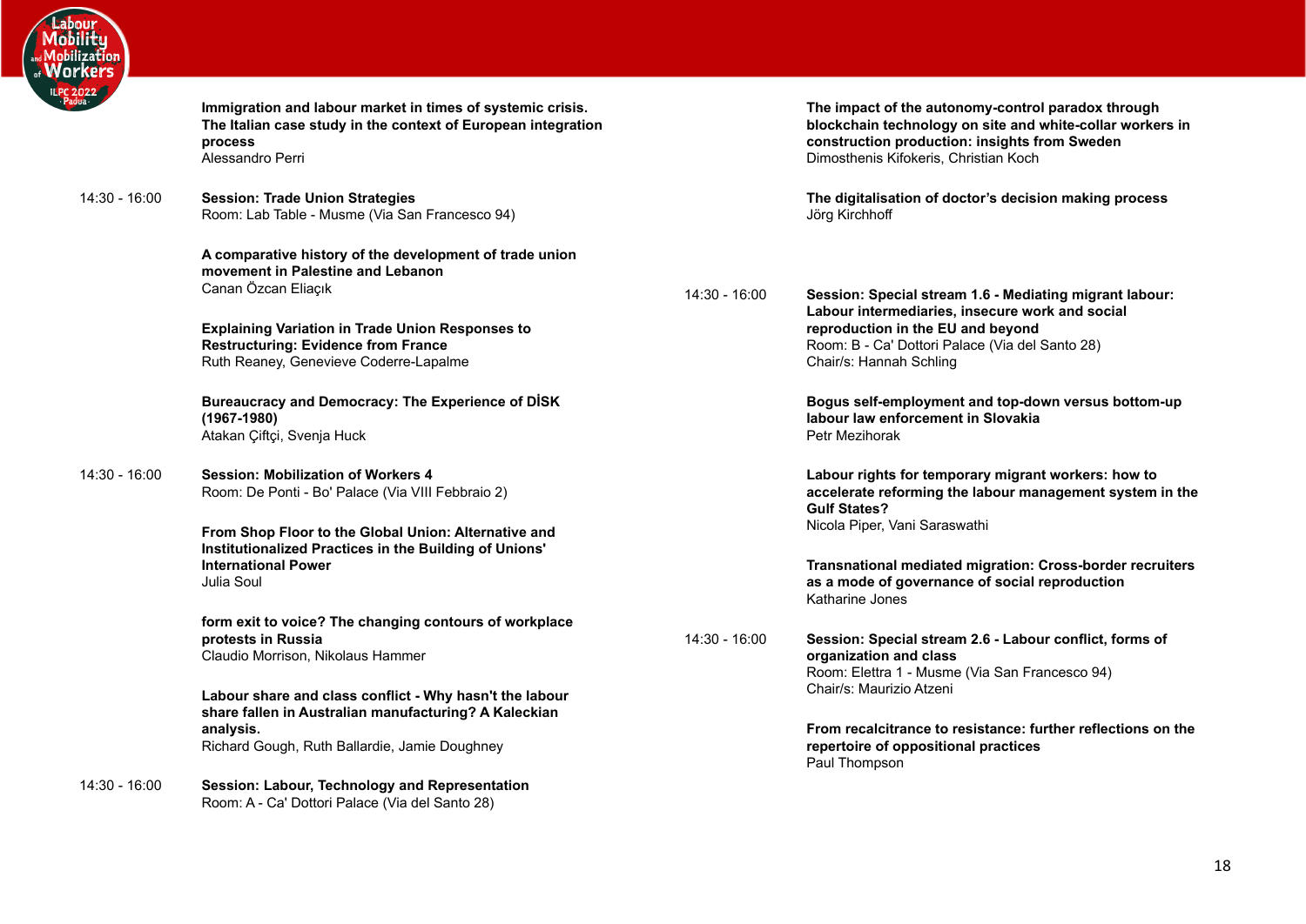**Immigration and labour market in times of systemic crisis. The Italian case study in the context of European integration process**
Alessandro Perri

14:30 - 16:00 **Session: Trade Union Strategies**
Room: Lab Table - Musme (Via San Francesco 94)

**A comparative history of the development of trade union movement in Palestine and Lebanon**
Canan Özcan Eliaçık

**Explaining Variation in Trade Union Responses to Restructuring: Evidence from France**
Ruth Reaney, Genevieve Coderre-Lapalme

**Bureaucracy and Democracy: The Experience of DİSK (1967-1980)**
Atakan Çiftçi, Svenja Huck

14:30 - 16:00 **Session: Mobilization of Workers 4**
Room: De Ponti - Bo' Palace (Via VIII Febbraio 2)

**From Shop Floor to the Global Union: Alternative and Institutionalized Practices in the Building of Unions' International Power**
Julia Soul

**form exit to voice? The changing contours of workplace protests in Russia**
Claudio Morrison, Nikolaus Hammer

**Labour share and class conflict - Why hasn't the labour share fallen in Australian manufacturing? A Kaleckian analysis.**
Richard Gough, Ruth Ballardie, Jamie Doughney

14:30 - 16:00 **Session: Labour, Technology and Representation**
Room: A - Ca' Dottori Palace (Via del Santo 28)

**The impact of the autonomy-control paradox through blockchain technology on site and white-collar workers in construction production: insights from Sweden**
Dimosthenis Kifokeris, Christian Koch

**The digitalisation of doctor's decision making process**
Jörg Kirchhoff

14:30 - 16:00 **Session: Special stream 1.6 - Mediating migrant labour: Labour intermediaries, insecure work and social reproduction in the EU and beyond**
Room: B - Ca' Dottori Palace (Via del Santo 28)
Chair/s: Hannah Schling

**Bogus self-employment and top-down versus bottom-up labour law enforcement in Slovakia**
Petr Mezihorak

**Labour rights for temporary migrant workers: how to accelerate reforming the labour management system in the Gulf States?**
Nicola Piper, Vani Saraswathi

**Transnational mediated migration: Cross-border recruiters as a mode of governance of social reproduction**
Katharine Jones

14:30 - 16:00 **Session: Special stream 2.6 - Labour conflict, forms of organization and class**
Room: Elettra 1 - Musme (Via San Francesco 94)
Chair/s: Maurizio Atzeni

**From recalcitrance to resistance: further reflections on the repertoire of oppositional practices**
Paul Thompson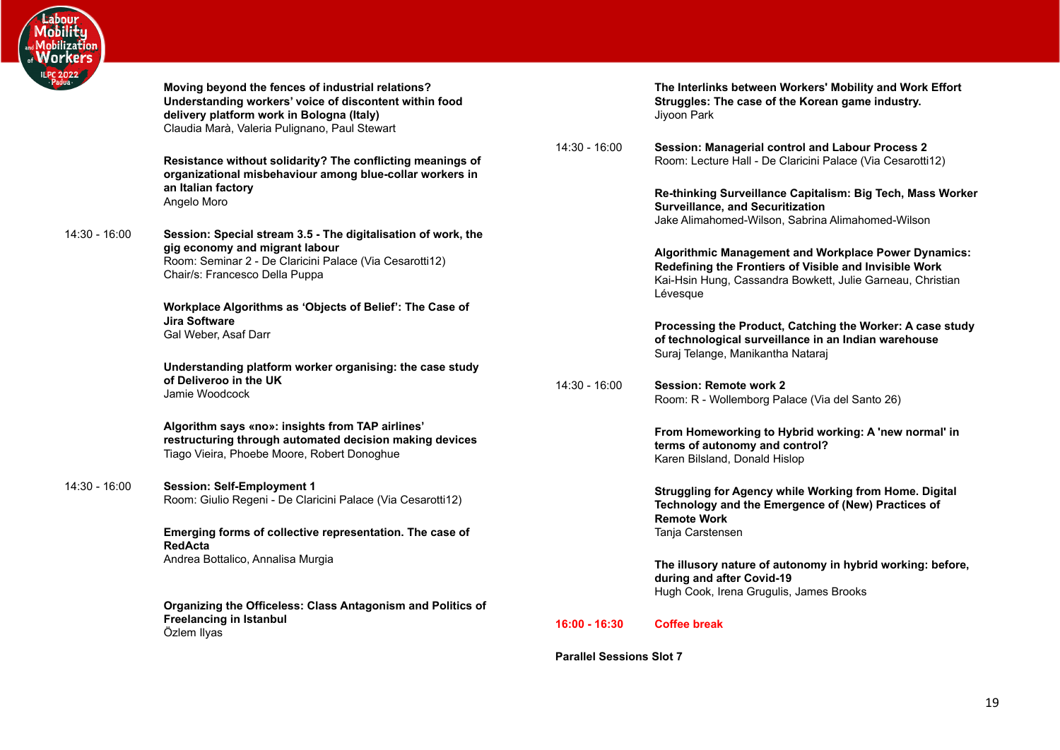**Moving beyond the fences of industrial relations? Understanding workers' voice of discontent within food delivery platform work in Bologna (Italy)**
Claudia Marà, Valeria Pulignano, Paul Stewart

**Resistance without solidarity? The conflicting meanings of organizational misbehaviour among blue-collar workers in an Italian factory**
Angelo Moro

14:30 - 16:00 **Session: Special stream 3.5 - The digitalisation of work, the gig economy and migrant labour**
Room: Seminar 2 - De Claricini Palace (Via Cesarotti12)
Chair/s: Francesco Della Puppa

**Workplace Algorithms as 'Objects of Belief': The Case of Jira Software**
Gal Weber, Asaf Darr

**Understanding platform worker organising: the case study of Deliveroo in the UK**
Jamie Woodcock

**Algorithm says «no»: insights from TAP airlines' restructuring through automated decision making devices**
Tiago Vieira, Phoebe Moore, Robert Donoghue

14:30 - 16:00 **Session: Self-Employment 1**
Room: Giulio Regeni - De Claricini Palace (Via Cesarotti12)

**Emerging forms of collective representation. The case of RedActa**
Andrea Bottalico, Annalisa Murgia

**Organizing the Officeless: Class Antagonism and Politics of Freelancing in Istanbul**
Özlem Ilyas

**The Interlinks between Workers' Mobility and Work Effort Struggles: The case of the Korean game industry.**
Jiyoon Park

14:30 - 16:00 **Session: Managerial control and Labour Process 2**
Room: Lecture Hall - De Claricini Palace (Via Cesarotti12)

**Re-thinking Surveillance Capitalism: Big Tech, Mass Worker Surveillance, and Securitization**
Jake Alimahomed-Wilson, Sabrina Alimahomed-Wilson

**Algorithmic Management and Workplace Power Dynamics: Redefining the Frontiers of Visible and Invisible Work**
Kai-Hsin Hung, Cassandra Bowkett, Julie Garneau, Christian Lévesque

**Processing the Product, Catching the Worker: A case study of technological surveillance in an Indian warehouse**
Suraj Telange, Manikantha Nataraj

14:30 - 16:00 **Session: Remote work 2**
Room: R - Wollemborg Palace (Via del Santo 26)

**From Homeworking to Hybrid working: A 'new normal' in terms of autonomy and control?**
Karen Bilsland, Donald Hislop

**Struggling for Agency while Working from Home. Digital Technology and the Emergence of (New) Practices of Remote Work**
Tanja Carstensen

**The illusory nature of autonomy in hybrid working: before, during and after Covid-19**
Hugh Cook, Irena Grugulis, James Brooks

**16:00 - 16:30 Coffee break**

**Parallel Sessions Slot 7**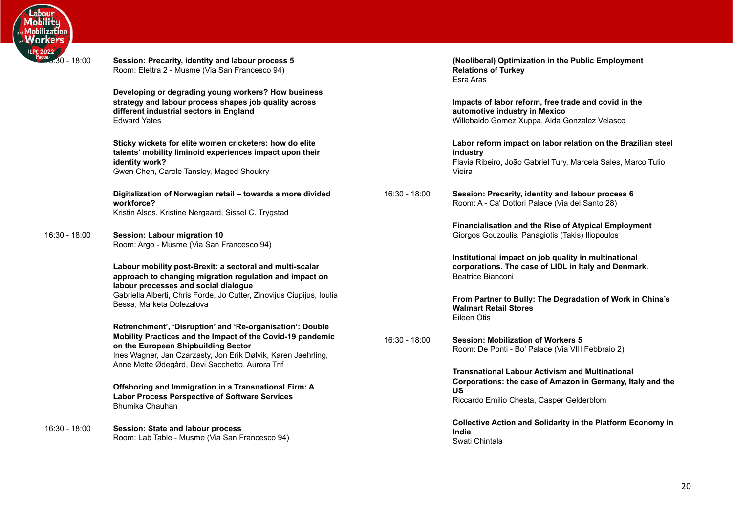16:30 - 18:00

**Session: Precarity, identity and labour process 5**
Room: Elettra 2 - Musme (Via San Francesco 94)

**Developing or degrading young workers? How business strategy and labour process shapes job quality across different industrial sectors in England**
Edward Yates

**Sticky wickets for elite women cricketers: how do elite talents' mobility liminoid experiences impact upon their identity work?**
Gwen Chen, Carole Tansley, Maged Shoukry

**Digitalization of Norwegian retail – towards a more divided workforce?**
Kristin Alsos, Kristine Nergaard, Sissel C. Trygstad

16:30 - 18:00

**Session: Labour migration 10**
Room: Argo - Musme (Via San Francesco 94)

**Labour mobility post-Brexit: a sectoral and multi-scalar approach to changing migration regulation and impact on labour processes and social dialogue**
Gabriella Alberti, Chris Forde, Jo Cutter, Zinovijus Ciupijus, Ioulia Bessa, Marketa Dolezalova

**Retrenchment', 'Disruption' and 'Re-organisation': Double Mobility Practices and the Impact of the Covid-19 pandemic on the European Shipbuilding Sector**
Ines Wagner, Jan Czarzasty, Jon Erik Dølvik, Karen Jaehrling, Anne Mette Ødegård, Devi Sacchetto, Aurora Trif

**Offshoring and Immigration in a Transnational Firm: A Labor Process Perspective of Software Services**
Bhumika Chauhan

16:30 - 18:00

**Session: State and labour process**
Room: Lab Table - Musme (Via San Francesco 94)

**(Neoliberal) Optimization in the Public Employment Relations of Turkey**
Esra Aras

**Impacts of labor reform, free trade and covid in the automotive industry in Mexico**
Willebaldo Gomez Xuppa, Alda Gonzalez Velasco

**Labor reform impact on labor relation on the Brazilian steel industry**
Flavia Ribeiro, João Gabriel Tury, Marcela Sales, Marco Tulio Vieira

16:30 - 18:00

**Session: Precarity, identity and labour process 6**
Room: A - Ca' Dottori Palace (Via del Santo 28)

**Financialisation and the Rise of Atypical Employment**
Giorgos Gouzoulis, Panagiotis (Takis) Iliopoulos

**Institutional impact on job quality in multinational corporations. The case of LIDL in Italy and Denmark.**
Beatrice Bianconi

**From Partner to Bully: The Degradation of Work in China's Walmart Retail Stores**
Eileen Otis

16:30 - 18:00

**Session: Mobilization of Workers 5**
Room: De Ponti - Bo' Palace (Via VIII Febbraio 2)

**Transnational Labour Activism and Multinational Corporations: the case of Amazon in Germany, Italy and the US**
Riccardo Emilio Chesta, Casper Gelderblom

**Collective Action and Solidarity in the Platform Economy in India**
Swati Chintala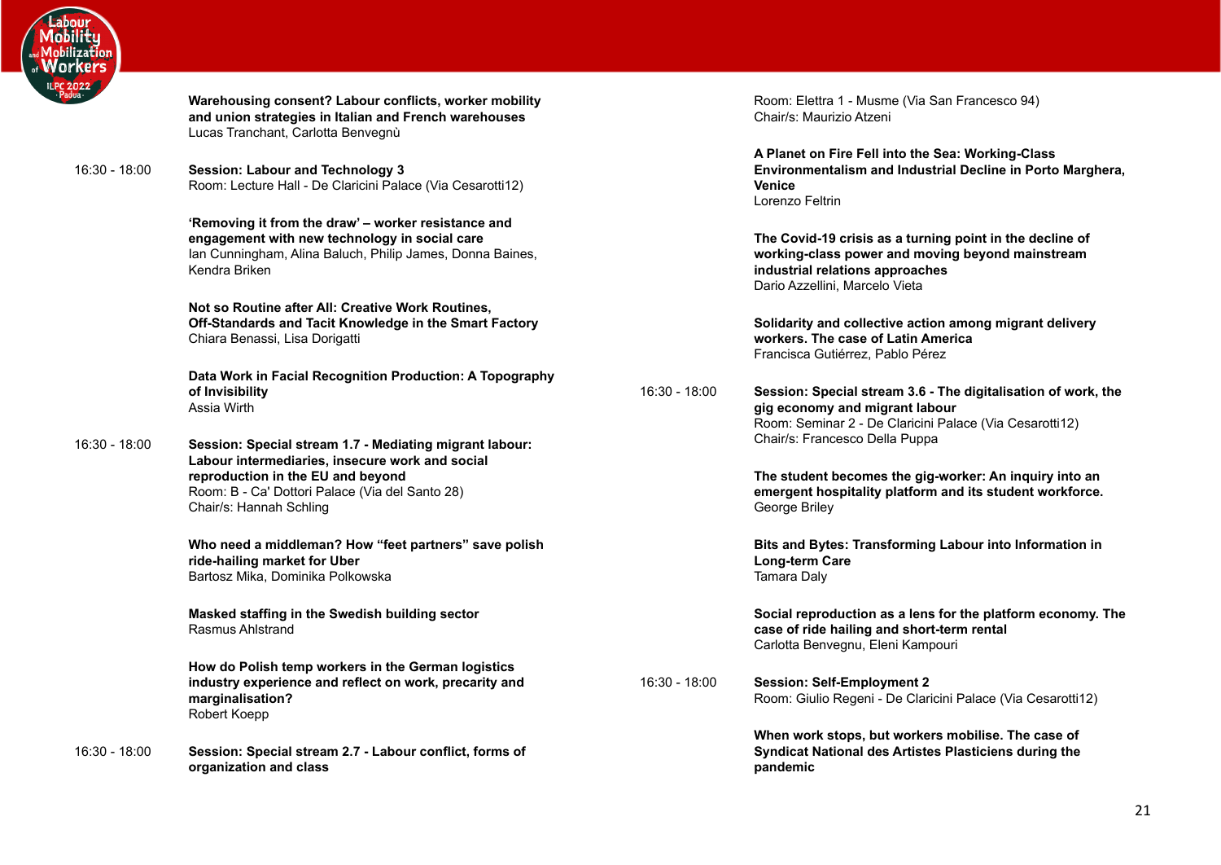**Warehousing consent? Labour conflicts, worker mobility and union strategies in Italian and French warehouses**
Lucas Tranchant, Carlotta Benvegnù

16:30 - 18:00 **Session: Labour and Technology 3**
Room: Lecture Hall - De Claricini Palace (Via Cesarotti12)

**'Removing it from the draw' – worker resistance and engagement with new technology in social care**
Ian Cunningham, Alina Baluch, Philip James, Donna Baines, Kendra Briken

**Not so Routine after All: Creative Work Routines, Off-Standards and Tacit Knowledge in the Smart Factory**
Chiara Benassi, Lisa Dorigatti

**Data Work in Facial Recognition Production: A Topography of Invisibility**
Assia Wirth

16:30 - 18:00 **Session: Special stream 1.7 - Mediating migrant labour: Labour intermediaries, insecure work and social reproduction in the EU and beyond**
Room: B - Ca' Dottori Palace (Via del Santo 28)
Chair/s: Hannah Schling

**Who need a middleman? How "feet partners" save polish ride-hailing market for Uber**
Bartosz Mika, Dominika Polkowska

**Masked staffing in the Swedish building sector**
Rasmus Ahlstrand

**How do Polish temp workers in the German logistics industry experience and reflect on work, precarity and marginalisation?**
Robert Koepp

16:30 - 18:00 **Session: Special stream 2.7 - Labour conflict, forms of organization and class**
Room: Elettra 1 - Musme (Via San Francesco 94)
Chair/s: Maurizio Atzeni

**A Planet on Fire Fell into the Sea: Working-Class Environmentalism and Industrial Decline in Porto Marghera, Venice**
Lorenzo Feltrin

**The Covid-19 crisis as a turning point in the decline of working-class power and moving beyond mainstream industrial relations approaches**
Dario Azzellini, Marcelo Vieta

**Solidarity and collective action among migrant delivery workers. The case of Latin America**
Francisca Gutiérrez, Pablo Pérez

16:30 - 18:00 **Session: Special stream 3.6 - The digitalisation of work, the gig economy and migrant labour**
Room: Seminar 2 - De Claricini Palace (Via Cesarotti12)
Chair/s: Francesco Della Puppa

**The student becomes the gig-worker: An inquiry into an emergent hospitality platform and its student workforce.**
George Briley

**Bits and Bytes: Transforming Labour into Information in Long-term Care**
Tamara Daly

**Social reproduction as a lens for the platform economy. The case of ride hailing and short-term rental**
Carlotta Benvegnu, Eleni Kampouri

16:30 - 18:00 **Session: Self-Employment 2**
Room: Giulio Regeni - De Claricini Palace (Via Cesarotti12)

**When work stops, but workers mobilise. The case of Syndicat National des Artistes Plasticiens during the pandemic**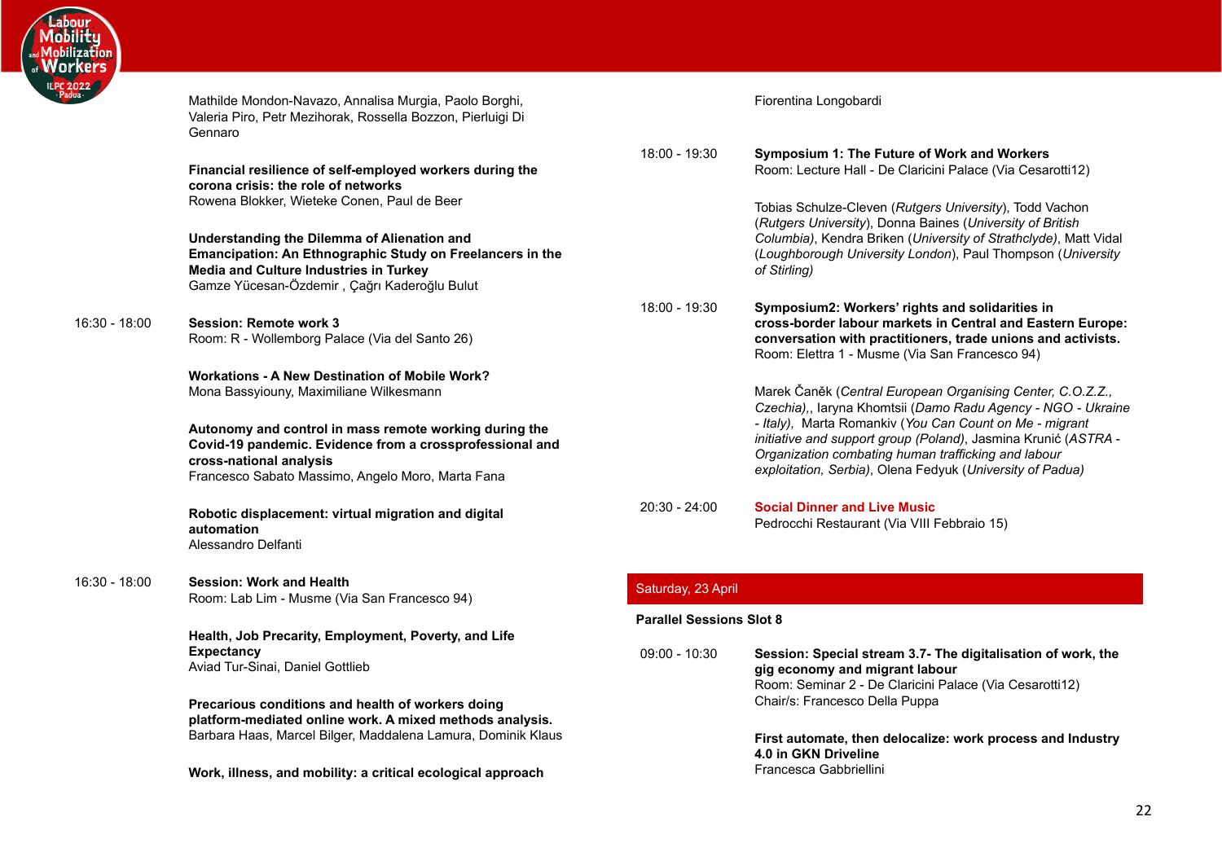Mathilde Mondon-Navazo, Annalisa Murgia, Paolo Borghi, Valeria Piro, Petr Mezihorak, Rossella Bozzon, Pierluigi Di Gennaro

**Financial resilience of self-employed workers during the corona crisis: the role of networks**
Rowena Blokker, Wieteke Conen, Paul de Beer

**Understanding the Dilemma of Alienation and Emancipation: An Ethnographic Study on Freelancers in the Media and Culture Industries in Turkey**
Gamze Yücesan-Özdemir , Çağrı Kaderoğlu Bulut

16:30 - 18:00 **Session: Remote work 3**
Room: R - Wollemborg Palace (Via del Santo 26)

**Workations - A New Destination of Mobile Work?**
Mona Bassyiouny, Maximiliane Wilkesmann

**Autonomy and control in mass remote working during the Covid-19 pandemic. Evidence from a crossprofessional and cross-national analysis**
Francesco Sabato Massimo, Angelo Moro, Marta Fana

**Robotic displacement: virtual migration and digital automation**
Alessandro Delfanti

16:30 - 18:00 **Session: Work and Health**
Room: Lab Lim - Musme (Via San Francesco 94)

**Health, Job Precarity, Employment, Poverty, and Life Expectancy**
Aviad Tur-Sinai, Daniel Gottlieb

**Precarious conditions and health of workers doing platform-mediated online work. A mixed methods analysis.**
Barbara Haas, Marcel Bilger, Maddalena Lamura, Dominik Klaus

**Work, illness, and mobility: a critical ecological approach**
Fiorentina Longobardi

18:00 - 19:30 **Symposium 1: The Future of Work and Workers**
Room: Lecture Hall - De Claricini Palace (Via Cesarotti12)

Tobias Schulze-Cleven (*Rutgers University*), Todd Vachon (*Rutgers University*), Donna Baines (*University of British Columbia)*, Kendra Briken (*University of Strathclyde)*, Matt Vidal (*Loughborough University London*), Paul Thompson (*University of Stirling)*

18:00 - 19:30 **Symposium2: Workers' rights and solidarities in cross-border labour markets in Central and Eastern Europe: conversation with practitioners, trade unions and activists.**
Room: Elettra 1 - Musme (Via San Francesco 94)

Marek Čaněk (*Central European Organising Center, C.O.Z.Z., Czechia)*,, Iaryna Khomtsii (*Damo Radu Agency - NGO - Ukraine - Italy),* Marta Romankiv (*You Can Count on Me - migrant initiative and support group (Poland)*, Jasmina Krunić (*ASTRA - Organization combating human trafficking and labour exploitation, Serbia)*, Olena Fedyuk (*University of Padua)*

20:30 - 24:00 **Social Dinner and Live Music**
Pedrocchi Restaurant (Via VIII Febbraio 15)

## Saturday, 23 April

**Parallel Sessions Slot 8**

09:00 - 10:30 **Session: Special stream 3.7- The digitalisation of work, the gig economy and migrant labour**
Room: Seminar 2 - De Claricini Palace (Via Cesarotti12)
Chair/s: Francesco Della Puppa

**First automate, then delocalize: work process and Industry 4.0 in GKN Driveline**
Francesca Gabbriellini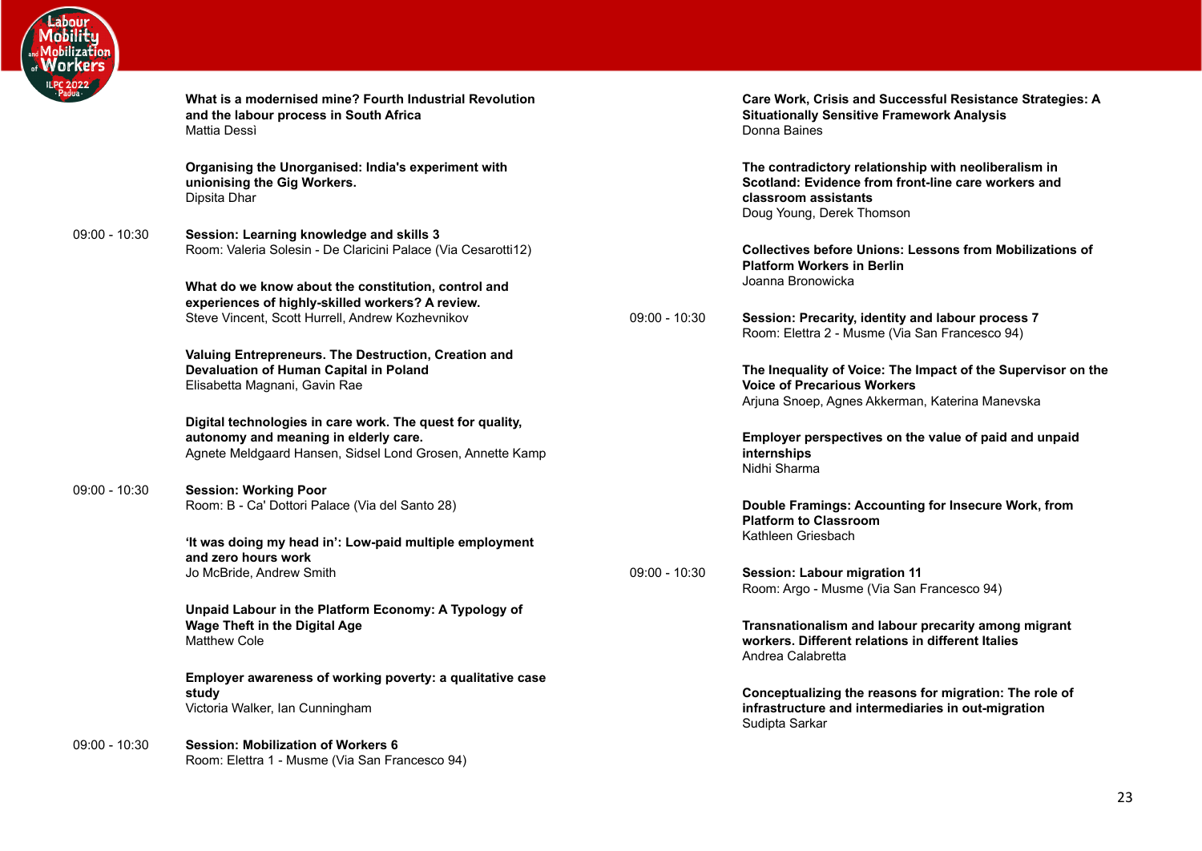**What is a modernised mine? Fourth Industrial Revolution and the labour process in South Africa**
Mattia Dessì

**Organising the Unorganised: India's experiment with unionising the Gig Workers.**
Dipsita Dhar

09:00 - 10:30 **Session: Learning knowledge and skills 3**
Room: Valeria Solesin - De Claricini Palace (Via Cesarotti12)

**What do we know about the constitution, control and experiences of highly-skilled workers? A review.**
Steve Vincent, Scott Hurrell, Andrew Kozhevnikov

**Valuing Entrepreneurs. The Destruction, Creation and Devaluation of Human Capital in Poland**
Elisabetta Magnani, Gavin Rae

**Digital technologies in care work. The quest for quality, autonomy and meaning in elderly care.**
Agnete Meldgaard Hansen, Sidsel Lond Grosen, Annette Kamp

09:00 - 10:30 **Session: Working Poor**
Room: B - Ca' Dottori Palace (Via del Santo 28)

**'It was doing my head in': Low-paid multiple employment and zero hours work**
Jo McBride, Andrew Smith

**Unpaid Labour in the Platform Economy: A Typology of Wage Theft in the Digital Age**
Matthew Cole

**Employer awareness of working poverty: a qualitative case study**
Victoria Walker, Ian Cunningham

09:00 - 10:30 **Session: Mobilization of Workers 6**
Room: Elettra 1 - Musme (Via San Francesco 94)

**Care Work, Crisis and Successful Resistance Strategies: A Situationally Sensitive Framework Analysis**
Donna Baines

**The contradictory relationship with neoliberalism in Scotland: Evidence from front-line care workers and classroom assistants**
Doug Young, Derek Thomson

**Collectives before Unions: Lessons from Mobilizations of Platform Workers in Berlin**
Joanna Bronowicka

09:00 - 10:30 **Session: Precarity, identity and labour process 7**
Room: Elettra 2 - Musme (Via San Francesco 94)

**The Inequality of Voice: The Impact of the Supervisor on the Voice of Precarious Workers**
Arjuna Snoep, Agnes Akkerman, Katerina Manevska

**Employer perspectives on the value of paid and unpaid internships**
Nidhi Sharma

**Double Framings: Accounting for Insecure Work, from Platform to Classroom**
Kathleen Griesbach

09:00 - 10:30 **Session: Labour migration 11**
Room: Argo - Musme (Via San Francesco 94)

**Transnationalism and labour precarity among migrant workers. Different relations in different Italies**
Andrea Calabretta

**Conceptualizing the reasons for migration: The role of infrastructure and intermediaries in out-migration**
Sudipta Sarkar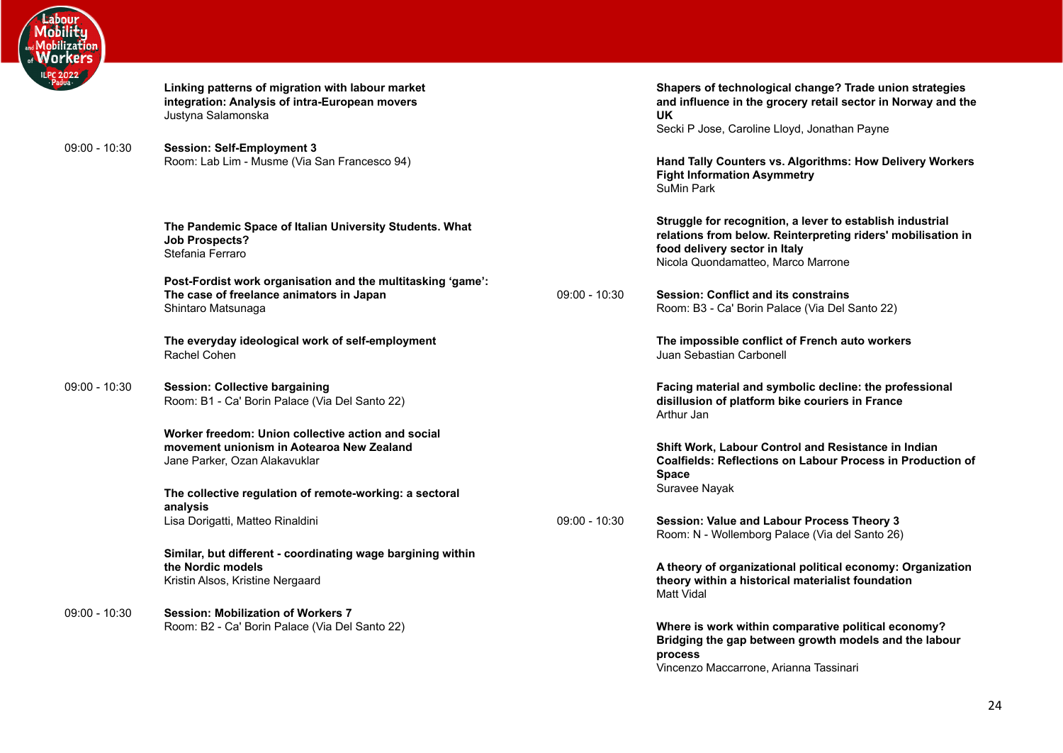**Linking patterns of migration with labour market integration: Analysis of intra-European movers**
Justyna Salamonska

09:00 - 10:30 **Session: Self-Employment 3**
Room: Lab Lim - Musme (Via San Francesco 94)

**The Pandemic Space of Italian University Students. What Job Prospects?**
Stefania Ferraro

**Post-Fordist work organisation and the multitasking 'game': The case of freelance animators in Japan**
Shintaro Matsunaga

**The everyday ideological work of self-employment**
Rachel Cohen

09:00 - 10:30 **Session: Collective bargaining**
Room: B1 - Ca' Borin Palace (Via Del Santo 22)

**Worker freedom: Union collective action and social movement unionism in Aotearoa New Zealand**
Jane Parker, Ozan Alakavuklar

**The collective regulation of remote-working: a sectoral analysis**
Lisa Dorigatti, Matteo Rinaldini

**Similar, but different - coordinating wage bargining within the Nordic models**
Kristin Alsos, Kristine Nergaard

09:00 - 10:30 **Session: Mobilization of Workers 7**
Room: B2 - Ca' Borin Palace (Via Del Santo 22)

**Shapers of technological change? Trade union strategies and influence in the grocery retail sector in Norway and the UK**
Secki P Jose, Caroline Lloyd, Jonathan Payne

**Hand Tally Counters vs. Algorithms: How Delivery Workers Fight Information Asymmetry**
SuMin Park

**Struggle for recognition, a lever to establish industrial relations from below. Reinterpreting riders' mobilisation in food delivery sector in Italy**
Nicola Quondamatteo, Marco Marrone

09:00 - 10:30 **Session: Conflict and its constrains**
Room: B3 - Ca' Borin Palace (Via Del Santo 22)

**The impossible conflict of French auto workers**
Juan Sebastian Carbonell

**Facing material and symbolic decline: the professional disillusion of platform bike couriers in France**
Arthur Jan

**Shift Work, Labour Control and Resistance in Indian Coalfields: Reflections on Labour Process in Production of Space**
Suravee Nayak

09:00 - 10:30 **Session: Value and Labour Process Theory 3**
Room: N - Wollemborg Palace (Via del Santo 26)

**A theory of organizational political economy: Organization theory within a historical materialist foundation**
Matt Vidal

**Where is work within comparative political economy? Bridging the gap between growth models and the labour process**
Vincenzo Maccarrone, Arianna Tassinari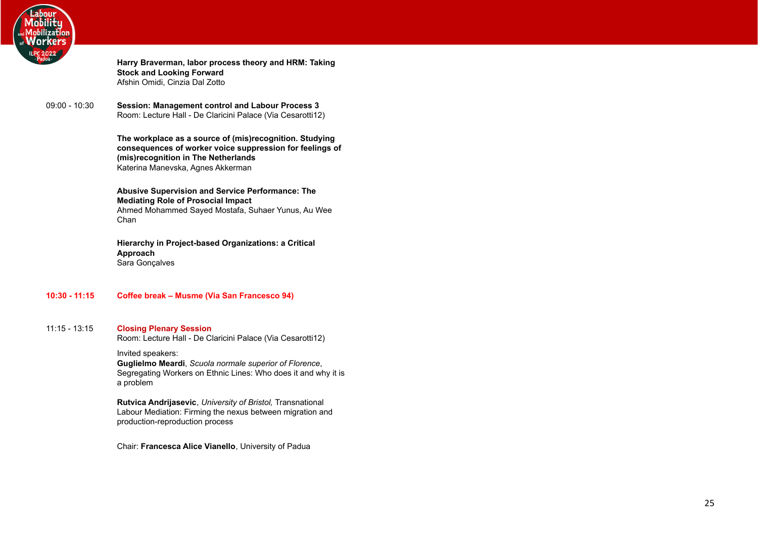**Harry Braverman, labor process theory and HRM: Taking Stock and Looking Forward**
Afshin Omidi, Cinzia Dal Zotto

09:00 - 10:30 **Session: Management control and Labour Process 3**
Room: Lecture Hall - De Claricini Palace (Via Cesarotti12)

**The workplace as a source of (mis)recognition. Studying consequences of worker voice suppression for feelings of (mis)recognition in The Netherlands**
Katerina Manevska, Agnes Akkerman

**Abusive Supervision and Service Performance: The Mediating Role of Prosocial Impact**
Ahmed Mohammed Sayed Mostafa, Suhaer Yunus, Au Wee Chan

**Hierarchy in Project-based Organizations: a Critical Approach**
Sara Gonçalves

**10:30 - 11:15 Coffee break – Musme (Via San Francesco 94)**

11:15 - 13:15 **Closing Plenary Session**
Room: Lecture Hall - De Claricini Palace (Via Cesarotti12)

Invited speakers:
**Guglielmo Meardi**, *Scuola normale superior of Florence*, Segregating Workers on Ethnic Lines: Who does it and why it is a problem

**Rutvica Andrijasevic**, *University of Bristol,* Transnational Labour Mediation: Firming the nexus between migration and production-reproduction process

Chair: **Francesca Alice Vianello**, University of Padua